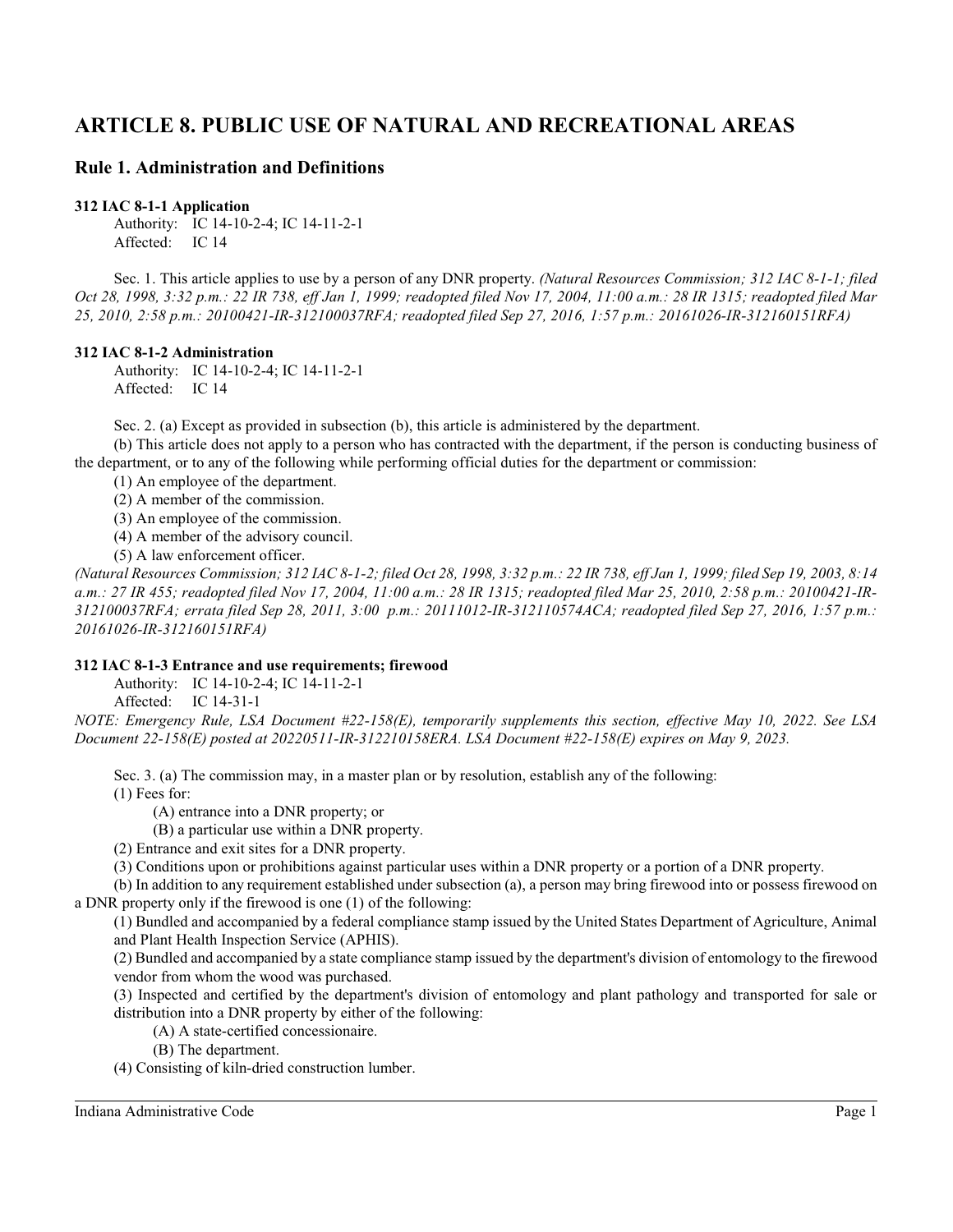# ARTICLE 8. PUBLIC USE OF NATURAL AND RECREATIONAL AREAS

## Rule 1. Administration and Definitions

**312 IAC 8-1-1 Application**

Authority: IC 14-10-2-4; IC 14-11-2-1
Affected: IC 14

Sec. 1. This article applies to use by a person of any DNR property. *(Natural Resources Commission; 312 IAC 8-1-1; filed Oct 28, 1998, 3:32 p.m.: 22 IR 738, eff Jan 1, 1999; readopted filed Nov 17, 2004, 11:00 a.m.: 28 IR 1315; readopted filed Mar 25, 2010, 2:58 p.m.: 20100421-IR-312100037RFA; readopted filed Sep 27, 2016, 1:57 p.m.: 20161026-IR-312160151RFA)*

**312 IAC 8-1-2 Administration**

Authority: IC 14-10-2-4; IC 14-11-2-1
Affected: IC 14

Sec. 2. (a) Except as provided in subsection (b), this article is administered by the department.

(b) This article does not apply to a person who has contracted with the department, if the person is conducting business of the department, or to any of the following while performing official duties for the department or commission:

(1) An employee of the department.
(2) A member of the commission.
(3) An employee of the commission.
(4) A member of the advisory council.
(5) A law enforcement officer.

*(Natural Resources Commission; 312 IAC 8-1-2; filed Oct 28, 1998, 3:32 p.m.: 22 IR 738, eff Jan 1, 1999; filed Sep 19, 2003, 8:14 a.m.: 27 IR 455; readopted filed Nov 17, 2004, 11:00 a.m.: 28 IR 1315; readopted filed Mar 25, 2010, 2:58 p.m.: 20100421-IR-312100037RFA; errata filed Sep 28, 2011, 3:00 p.m.: 20111012-IR-312110574ACA; readopted filed Sep 27, 2016, 1:57 p.m.: 20161026-IR-312160151RFA)*

**312 IAC 8-1-3 Entrance and use requirements; firewood**

Authority: IC 14-10-2-4; IC 14-11-2-1
Affected: IC 14-31-1

*NOTE: Emergency Rule, LSA Document #22-158(E), temporarily supplements this section, effective May 10, 2022. See LSA Document 22-158(E) posted at 20220511-IR-312210158ERA. LSA Document #22-158(E) expires on May 9, 2023.*

Sec. 3. (a) The commission may, in a master plan or by resolution, establish any of the following:

(1) Fees for:
   (A) entrance into a DNR property; or
   (B) a particular use within a DNR property.
(2) Entrance and exit sites for a DNR property.
(3) Conditions upon or prohibitions against particular uses within a DNR property or a portion of a DNR property.

(b) In addition to any requirement established under subsection (a), a person may bring firewood into or possess firewood on a DNR property only if the firewood is one (1) of the following:

(1) Bundled and accompanied by a federal compliance stamp issued by the United States Department of Agriculture, Animal and Plant Health Inspection Service (APHIS).
(2) Bundled and accompanied by a state compliance stamp issued by the department's division of entomology to the firewood vendor from whom the wood was purchased.
(3) Inspected and certified by the department's division of entomology and plant pathology and transported for sale or distribution into a DNR property by either of the following:
   (A) A state-certified concessionaire.
   (B) The department.
(4) Consisting of kiln-dried construction lumber.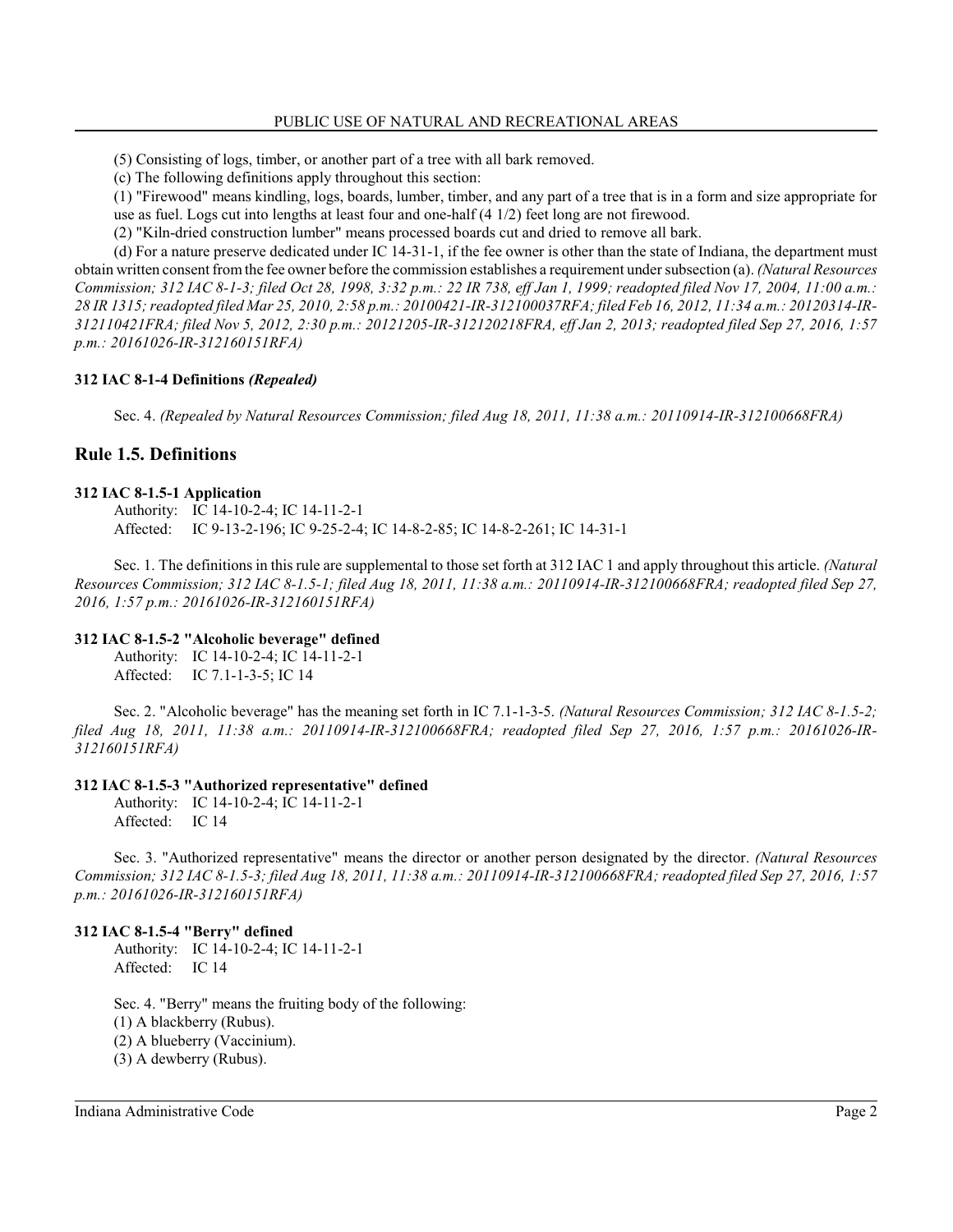(5) Consisting of logs, timber, or another part of a tree with all bark removed.

(c) The following definitions apply throughout this section:

(1) "Firewood" means kindling, logs, boards, lumber, timber, and any part of a tree that is in a form and size appropriate for use as fuel. Logs cut into lengths at least four and one-half (4 1/2) feet long are not firewood.

(2) "Kiln-dried construction lumber" means processed boards cut and dried to remove all bark.

(d) For a nature preserve dedicated under IC 14-31-1, if the fee owner is other than the state of Indiana, the department must obtain written consent from the fee owner before the commission establishes a requirement under subsection (a). *(Natural Resources Commission; 312 IAC 8-1-3; filed Oct 28, 1998, 3:32 p.m.: 22 IR 738, eff Jan 1, 1999; readopted filed Nov 17, 2004, 11:00 a.m.: 28 IR 1315; readopted filed Mar 25, 2010, 2:58 p.m.: 20100421-IR-312100037RFA; filed Feb 16, 2012, 11:34 a.m.: 20120314-IR-312110421FRA; filed Nov 5, 2012, 2:30 p.m.: 20121205-IR-312120218FRA, eff Jan 2, 2013; readopted filed Sep 27, 2016, 1:57 p.m.: 20161026-IR-312160151RFA)*

#### 312 IAC 8-1-4 Definitions *(Repealed)*

Sec. 4. *(Repealed by Natural Resources Commission; filed Aug 18, 2011, 11:38 a.m.: 20110914-IR-312100668FRA)*

## Rule 1.5. Definitions

#### 312 IAC 8-1.5-1 Application

Authority: IC 14-10-2-4; IC 14-11-2-1
Affected: IC 9-13-2-196; IC 9-25-2-4; IC 14-8-2-85; IC 14-8-2-261; IC 14-31-1

Sec. 1. The definitions in this rule are supplemental to those set forth at 312 IAC 1 and apply throughout this article. *(Natural Resources Commission; 312 IAC 8-1.5-1; filed Aug 18, 2011, 11:38 a.m.: 20110914-IR-312100668FRA; readopted filed Sep 27, 2016, 1:57 p.m.: 20161026-IR-312160151RFA)*

#### 312 IAC 8-1.5-2 "Alcoholic beverage" defined

Authority: IC 14-10-2-4; IC 14-11-2-1
Affected: IC 7.1-1-3-5; IC 14

Sec. 2. "Alcoholic beverage" has the meaning set forth in IC 7.1-1-3-5. *(Natural Resources Commission; 312 IAC 8-1.5-2; filed Aug 18, 2011, 11:38 a.m.: 20110914-IR-312100668FRA; readopted filed Sep 27, 2016, 1:57 p.m.: 20161026-IR-312160151RFA)*

#### 312 IAC 8-1.5-3 "Authorized representative" defined

Authority: IC 14-10-2-4; IC 14-11-2-1
Affected: IC 14

Sec. 3. "Authorized representative" means the director or another person designated by the director. *(Natural Resources Commission; 312 IAC 8-1.5-3; filed Aug 18, 2011, 11:38 a.m.: 20110914-IR-312100668FRA; readopted filed Sep 27, 2016, 1:57 p.m.: 20161026-IR-312160151RFA)*

#### 312 IAC 8-1.5-4 "Berry" defined

Authority: IC 14-10-2-4; IC 14-11-2-1
Affected: IC 14

Sec. 4. "Berry" means the fruiting body of the following:

(1) A blackberry (Rubus).

(2) A blueberry (Vaccinium).

(3) A dewberry (Rubus).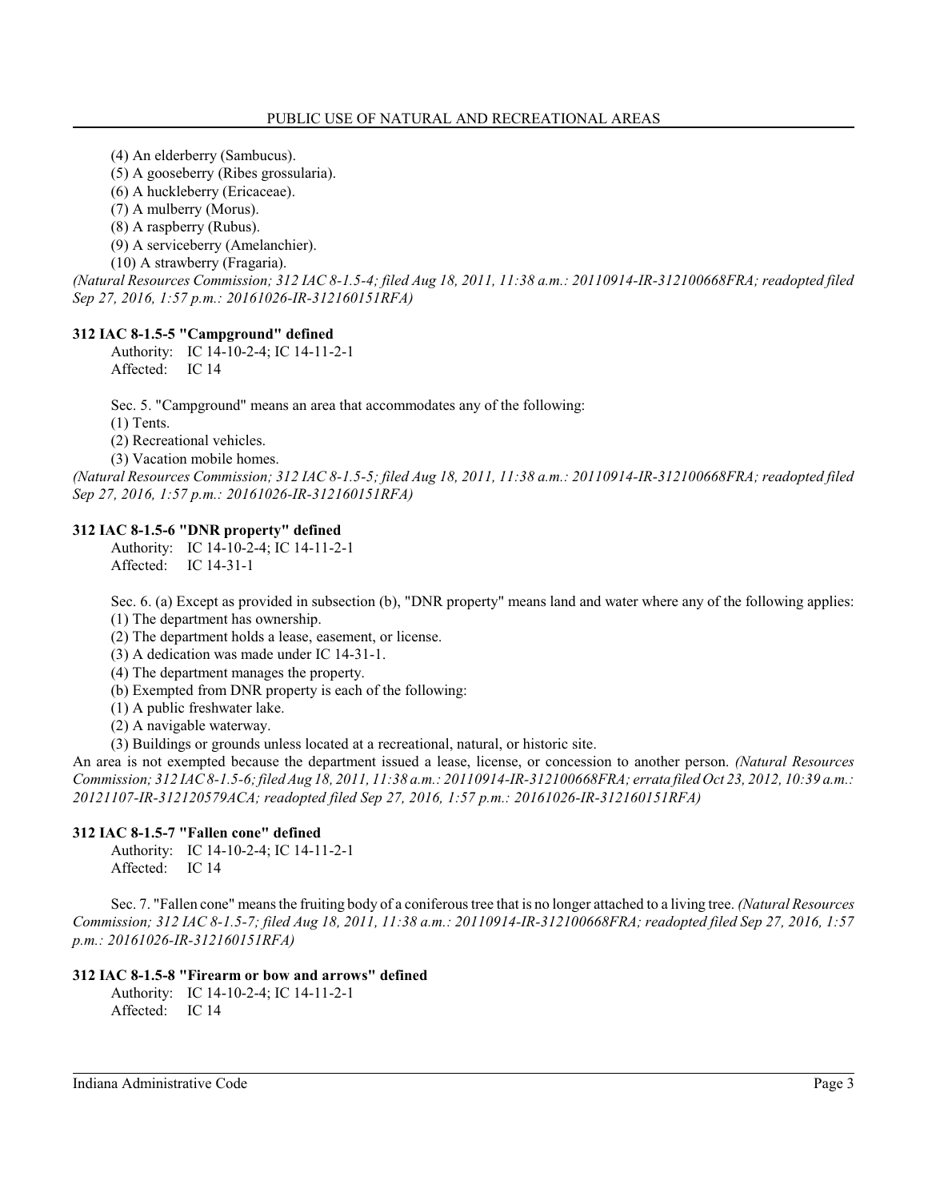(4) An elderberry (Sambucus).
(5) A gooseberry (Ribes grossularia).
(6) A huckleberry (Ericaceae).
(7) A mulberry (Morus).
(8) A raspberry (Rubus).
(9) A serviceberry (Amelanchier).
(10) A strawberry (Fragaria).

*(Natural Resources Commission; 312 IAC 8-1.5-4; filed Aug 18, 2011, 11:38 a.m.: 20110914-IR-312100668FRA; readopted filed Sep 27, 2016, 1:57 p.m.: 20161026-IR-312160151RFA)*

**312 IAC 8-1.5-5 "Campground" defined**

Authority: IC 14-10-2-4; IC 14-11-2-1
Affected: IC 14

Sec. 5. "Campground" means an area that accommodates any of the following:
(1) Tents.
(2) Recreational vehicles.
(3) Vacation mobile homes.

*(Natural Resources Commission; 312 IAC 8-1.5-5; filed Aug 18, 2011, 11:38 a.m.: 20110914-IR-312100668FRA; readopted filed Sep 27, 2016, 1:57 p.m.: 20161026-IR-312160151RFA)*

**312 IAC 8-1.5-6 "DNR property" defined**

Authority: IC 14-10-2-4; IC 14-11-2-1
Affected: IC 14-31-1

Sec. 6. (a) Except as provided in subsection (b), "DNR property" means land and water where any of the following applies:
(1) The department has ownership.
(2) The department holds a lease, easement, or license.
(3) A dedication was made under IC 14-31-1.
(4) The department manages the property.
(b) Exempted from DNR property is each of the following:
(1) A public freshwater lake.
(2) A navigable waterway.
(3) Buildings or grounds unless located at a recreational, natural, or historic site.

An area is not exempted because the department issued a lease, license, or concession to another person. *(Natural Resources Commission; 312 IAC 8-1.5-6; filed Aug 18, 2011, 11:38 a.m.: 20110914-IR-312100668FRA; errata filed Oct 23, 2012, 10:39 a.m.: 20121107-IR-312120579ACA; readopted filed Sep 27, 2016, 1:57 p.m.: 20161026-IR-312160151RFA)*

**312 IAC 8-1.5-7 "Fallen cone" defined**

Authority: IC 14-10-2-4; IC 14-11-2-1
Affected: IC 14

Sec. 7. "Fallen cone" means the fruiting body of a coniferous tree that is no longer attached to a living tree. *(Natural Resources Commission; 312 IAC 8-1.5-7; filed Aug 18, 2011, 11:38 a.m.: 20110914-IR-312100668FRA; readopted filed Sep 27, 2016, 1:57 p.m.: 20161026-IR-312160151RFA)*

**312 IAC 8-1.5-8 "Firearm or bow and arrows" defined**

Authority: IC 14-10-2-4; IC 14-11-2-1
Affected: IC 14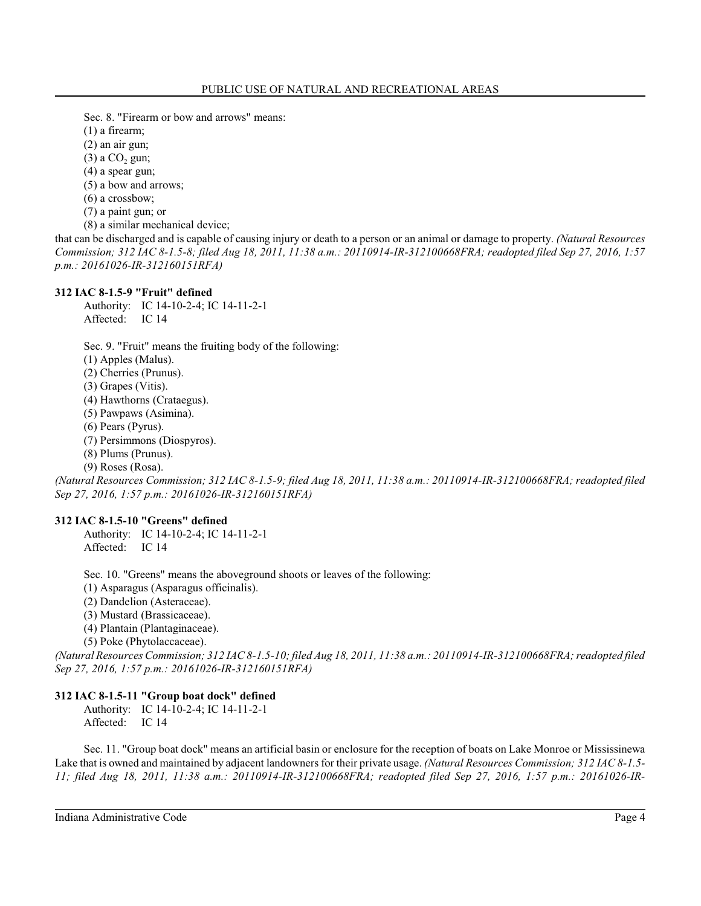Sec. 8. "Firearm or bow and arrows" means:

(1) a firearm;

(2) an air gun;

(3) a $CO_2$ gun;

(4) a spear gun;

(5) a bow and arrows;

(6) a crossbow;

(7) a paint gun; or

(8) a similar mechanical device;

that can be discharged and is capable of causing injury or death to a person or an animal or damage to property. *(Natural Resources Commission; 312 IAC 8-1.5-8; filed Aug 18, 2011, 11:38 a.m.: 20110914-IR-312100668FRA; readopted filed Sep 27, 2016, 1:57 p.m.: 20161026-IR-312160151RFA)*

**312 IAC 8-1.5-9 "Fruit" defined**

Authority: IC 14-10-2-4; IC 14-11-2-1
Affected: IC 14

Sec. 9. "Fruit" means the fruiting body of the following:

(1) Apples (Malus).

(2) Cherries (Prunus).

(3) Grapes (Vitis).

(4) Hawthorns (Crataegus).

(5) Pawpaws (Asimina).

(6) Pears (Pyrus).

(7) Persimmons (Diospyros).

(8) Plums (Prunus).

(9) Roses (Rosa).

*(Natural Resources Commission; 312 IAC 8-1.5-9; filed Aug 18, 2011, 11:38 a.m.: 20110914-IR-312100668FRA; readopted filed Sep 27, 2016, 1:57 p.m.: 20161026-IR-312160151RFA)*

**312 IAC 8-1.5-10 "Greens" defined**

Authority: IC 14-10-2-4; IC 14-11-2-1
Affected: IC 14

Sec. 10. "Greens" means the aboveground shoots or leaves of the following:

(1) Asparagus (Asparagus officinalis).

(2) Dandelion (Asteraceae).

(3) Mustard (Brassicaceae).

(4) Plantain (Plantaginaceae).

(5) Poke (Phytolaccaceae).

*(Natural Resources Commission; 312 IAC 8-1.5-10; filed Aug 18, 2011, 11:38 a.m.: 20110914-IR-312100668FRA; readopted filed Sep 27, 2016, 1:57 p.m.: 20161026-IR-312160151RFA)*

**312 IAC 8-1.5-11 "Group boat dock" defined**

Authority: IC 14-10-2-4; IC 14-11-2-1
Affected: IC 14

Sec. 11. "Group boat dock" means an artificial basin or enclosure for the reception of boats on Lake Monroe or Mississinewa Lake that is owned and maintained by adjacent landowners for their private usage. *(Natural Resources Commission; 312 IAC 8-1.5-11; filed Aug 18, 2011, 11:38 a.m.: 20110914-IR-312100668FRA; readopted filed Sep 27, 2016, 1:57 p.m.: 20161026-IR-*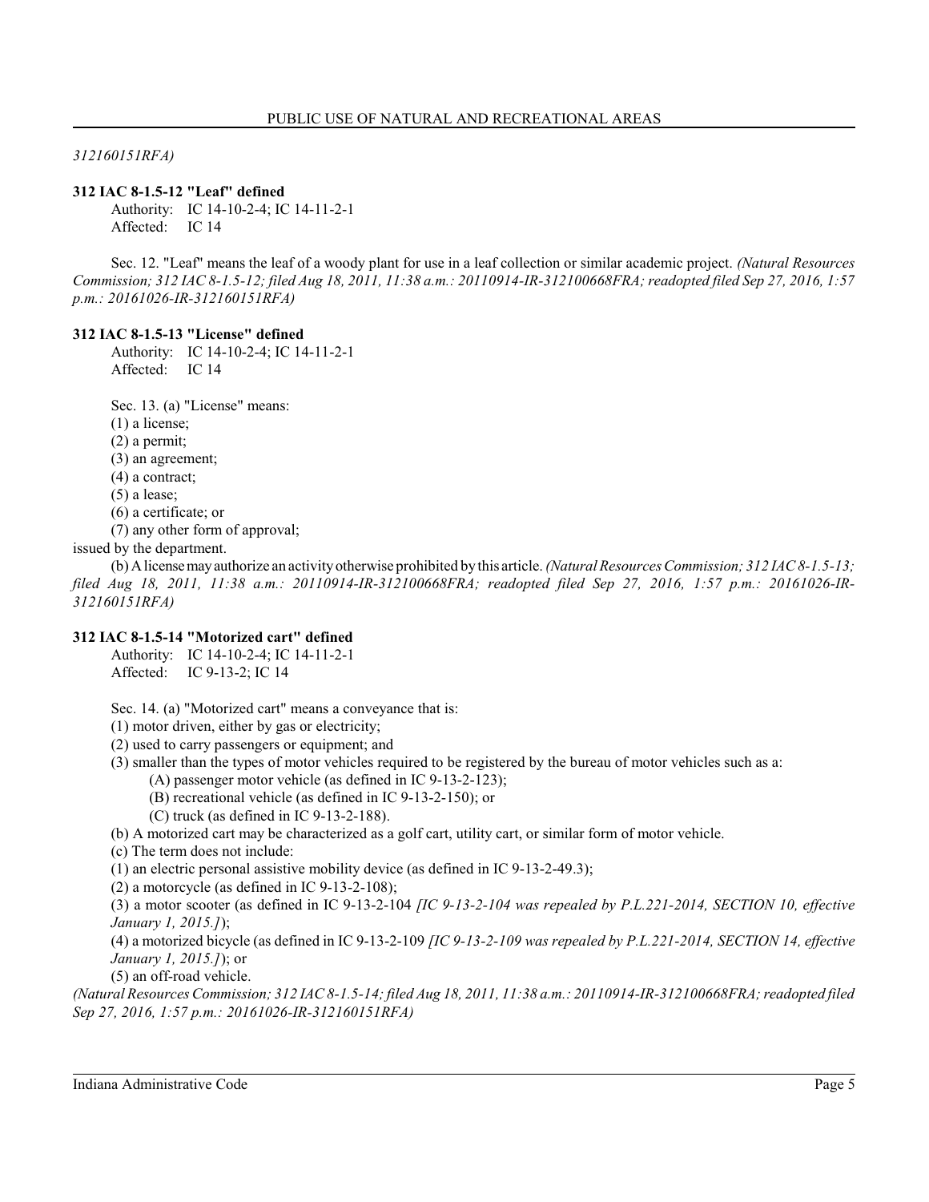*312160151RFA)*

**312 IAC 8-1.5-12 "Leaf" defined**

Authority: IC 14-10-2-4; IC 14-11-2-1
Affected: IC 14

Sec. 12. "Leaf" means the leaf of a woody plant for use in a leaf collection or similar academic project. *(Natural Resources Commission; 312 IAC 8-1.5-12; filed Aug 18, 2011, 11:38 a.m.: 20110914-IR-312100668FRA; readopted filed Sep 27, 2016, 1:57 p.m.: 20161026-IR-312160151RFA)*

**312 IAC 8-1.5-13 "License" defined**

Authority: IC 14-10-2-4; IC 14-11-2-1
Affected: IC 14

Sec. 13. (a) "License" means:
(1) a license;
(2) a permit;
(3) an agreement;
(4) a contract;
(5) a lease;
(6) a certificate; or
(7) any other form of approval;
issued by the department.

(b) A license may authorize an activity otherwise prohibited by this article. *(Natural Resources Commission; 312 IAC 8-1.5-13; filed Aug 18, 2011, 11:38 a.m.: 20110914-IR-312100668FRA; readopted filed Sep 27, 2016, 1:57 p.m.: 20161026-IR-312160151RFA)*

**312 IAC 8-1.5-14 "Motorized cart" defined**

Authority: IC 14-10-2-4; IC 14-11-2-1
Affected: IC 9-13-2; IC 14

Sec. 14. (a) "Motorized cart" means a conveyance that is:
(1) motor driven, either by gas or electricity;
(2) used to carry passengers or equipment; and
(3) smaller than the types of motor vehicles required to be registered by the bureau of motor vehicles such as a:
  (A) passenger motor vehicle (as defined in IC 9-13-2-123);
  (B) recreational vehicle (as defined in IC 9-13-2-150); or
  (C) truck (as defined in IC 9-13-2-188).

(b) A motorized cart may be characterized as a golf cart, utility cart, or similar form of motor vehicle.

(c) The term does not include:
(1) an electric personal assistive mobility device (as defined in IC 9-13-2-49.3);
(2) a motorcycle (as defined in IC 9-13-2-108);
(3) a motor scooter (as defined in IC 9-13-2-104 *[IC 9-13-2-104 was repealed by P.L.221-2014, SECTION 10, effective January 1, 2015.]*);
(4) a motorized bicycle (as defined in IC 9-13-2-109 *[IC 9-13-2-109 was repealed by P.L.221-2014, SECTION 14, effective January 1, 2015.]*); or
(5) an off-road vehicle.

*(Natural Resources Commission; 312 IAC 8-1.5-14; filed Aug 18, 2011, 11:38 a.m.: 20110914-IR-312100668FRA; readopted filed Sep 27, 2016, 1:57 p.m.: 20161026-IR-312160151RFA)*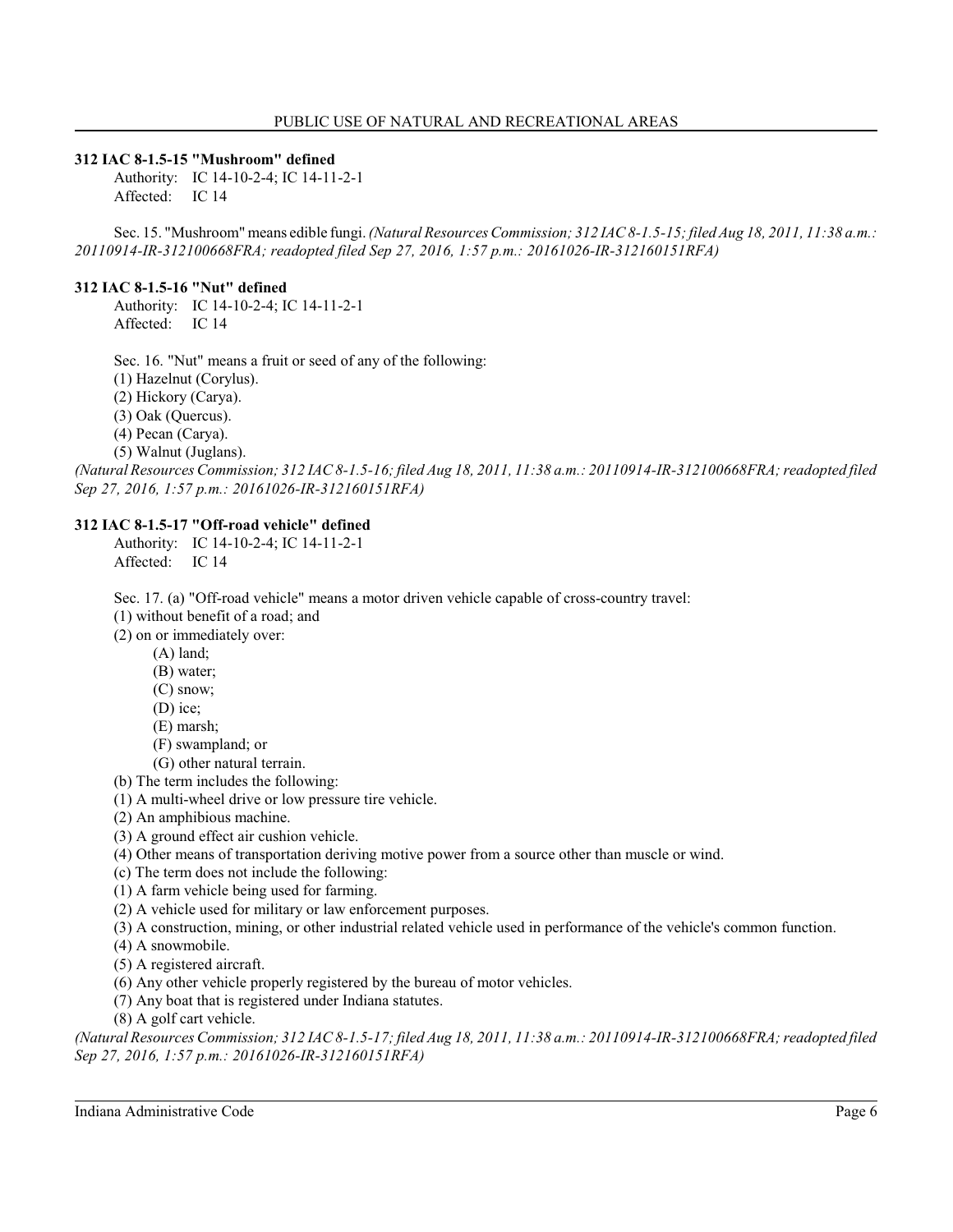### 312 IAC 8-1.5-15 "Mushroom" defined

Authority: IC 14-10-2-4; IC 14-11-2-1
Affected: IC 14

Sec. 15. "Mushroom" means edible fungi. *(Natural Resources Commission; 312 IAC 8-1.5-15; filed Aug 18, 2011, 11:38 a.m.: 20110914-IR-312100668FRA; readopted filed Sep 27, 2016, 1:57 p.m.: 20161026-IR-312160151RFA)*

### 312 IAC 8-1.5-16 "Nut" defined

Authority: IC 14-10-2-4; IC 14-11-2-1
Affected: IC 14

Sec. 16. "Nut" means a fruit or seed of any of the following:
(1) Hazelnut (Corylus).
(2) Hickory (Carya).
(3) Oak (Quercus).
(4) Pecan (Carya).
(5) Walnut (Juglans).
*(Natural Resources Commission; 312 IAC 8-1.5-16; filed Aug 18, 2011, 11:38 a.m.: 20110914-IR-312100668FRA; readopted filed Sep 27, 2016, 1:57 p.m.: 20161026-IR-312160151RFA)*

### 312 IAC 8-1.5-17 "Off-road vehicle" defined

Authority: IC 14-10-2-4; IC 14-11-2-1
Affected: IC 14

Sec. 17. (a) "Off-road vehicle" means a motor driven vehicle capable of cross-country travel:
(1) without benefit of a road; and
(2) on or immediately over:
 (A) land;
 (B) water;
 (C) snow;
 (D) ice;
 (E) marsh;
 (F) swampland; or
 (G) other natural terrain.
(b) The term includes the following:
(1) A multi-wheel drive or low pressure tire vehicle.
(2) An amphibious machine.
(3) A ground effect air cushion vehicle.
(4) Other means of transportation deriving motive power from a source other than muscle or wind.
(c) The term does not include the following:
(1) A farm vehicle being used for farming.
(2) A vehicle used for military or law enforcement purposes.
(3) A construction, mining, or other industrial related vehicle used in performance of the vehicle's common function.
(4) A snowmobile.
(5) A registered aircraft.
(6) Any other vehicle properly registered by the bureau of motor vehicles.
(7) Any boat that is registered under Indiana statutes.
(8) A golf cart vehicle.
*(Natural Resources Commission; 312 IAC 8-1.5-17; filed Aug 18, 2011, 11:38 a.m.: 20110914-IR-312100668FRA; readopted filed Sep 27, 2016, 1:57 p.m.: 20161026-IR-312160151RFA)*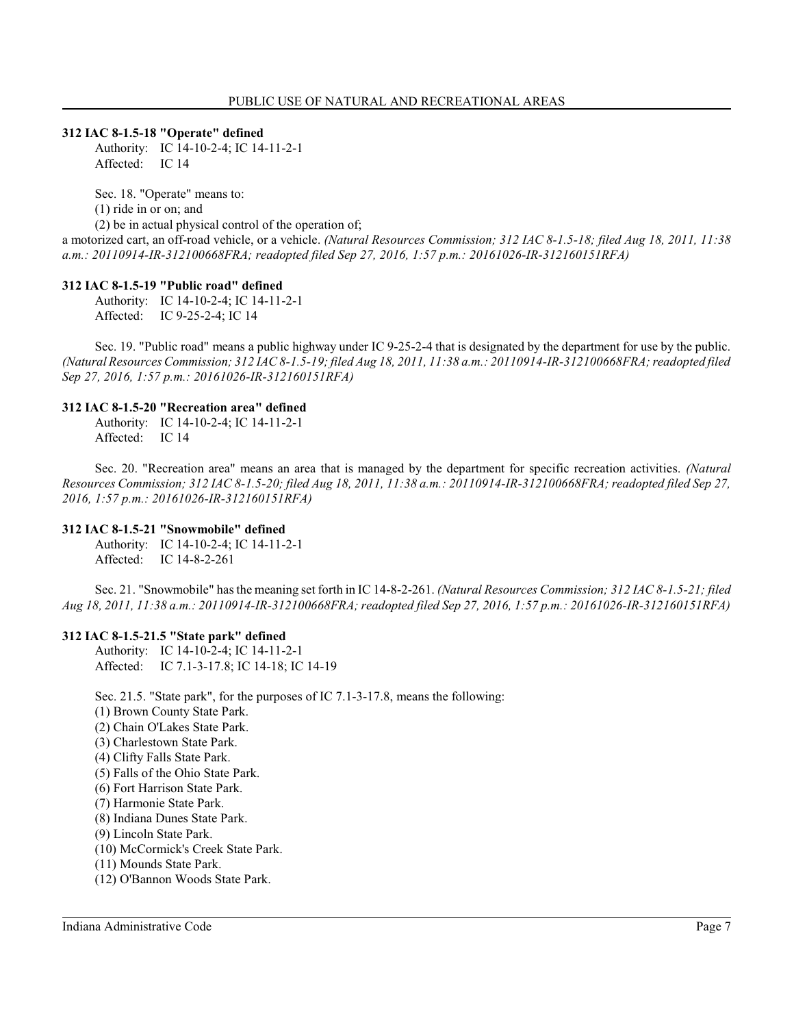**312 IAC 8-1.5-18 "Operate" defined**

Authority: IC 14-10-2-4; IC 14-11-2-1
Affected: IC 14

Sec. 18. "Operate" means to:

(1) ride in or on; and

(2) be in actual physical control of the operation of;

a motorized cart, an off-road vehicle, or a vehicle. *(Natural Resources Commission; 312 IAC 8-1.5-18; filed Aug 18, 2011, 11:38 a.m.: 20110914-IR-312100668FRA; readopted filed Sep 27, 2016, 1:57 p.m.: 20161026-IR-312160151RFA)*

**312 IAC 8-1.5-19 "Public road" defined**

Authority: IC 14-10-2-4; IC 14-11-2-1
Affected: IC 9-25-2-4; IC 14

Sec. 19. "Public road" means a public highway under IC 9-25-2-4 that is designated by the department for use by the public. *(Natural Resources Commission; 312 IAC 8-1.5-19; filed Aug 18, 2011, 11:38 a.m.: 20110914-IR-312100668FRA; readopted filed Sep 27, 2016, 1:57 p.m.: 20161026-IR-312160151RFA)*

**312 IAC 8-1.5-20 "Recreation area" defined**

Authority: IC 14-10-2-4; IC 14-11-2-1
Affected: IC 14

Sec. 20. "Recreation area" means an area that is managed by the department for specific recreation activities. *(Natural Resources Commission; 312 IAC 8-1.5-20; filed Aug 18, 2011, 11:38 a.m.: 20110914-IR-312100668FRA; readopted filed Sep 27, 2016, 1:57 p.m.: 20161026-IR-312160151RFA)*

**312 IAC 8-1.5-21 "Snowmobile" defined**

Authority: IC 14-10-2-4; IC 14-11-2-1
Affected: IC 14-8-2-261

Sec. 21. "Snowmobile" has the meaning set forth in IC 14-8-2-261. *(Natural Resources Commission; 312 IAC 8-1.5-21; filed Aug 18, 2011, 11:38 a.m.: 20110914-IR-312100668FRA; readopted filed Sep 27, 2016, 1:57 p.m.: 20161026-IR-312160151RFA)*

**312 IAC 8-1.5-21.5 "State park" defined**

Authority: IC 14-10-2-4; IC 14-11-2-1
Affected: IC 7.1-3-17.8; IC 14-18; IC 14-19

Sec. 21.5. "State park", for the purposes of IC 7.1-3-17.8, means the following:

(1) Brown County State Park.
(2) Chain O'Lakes State Park.
(3) Charlestown State Park.
(4) Clifty Falls State Park.
(5) Falls of the Ohio State Park.
(6) Fort Harrison State Park.
(7) Harmonie State Park.
(8) Indiana Dunes State Park.
(9) Lincoln State Park.
(10) McCormick's Creek State Park.
(11) Mounds State Park.
(12) O'Bannon Woods State Park.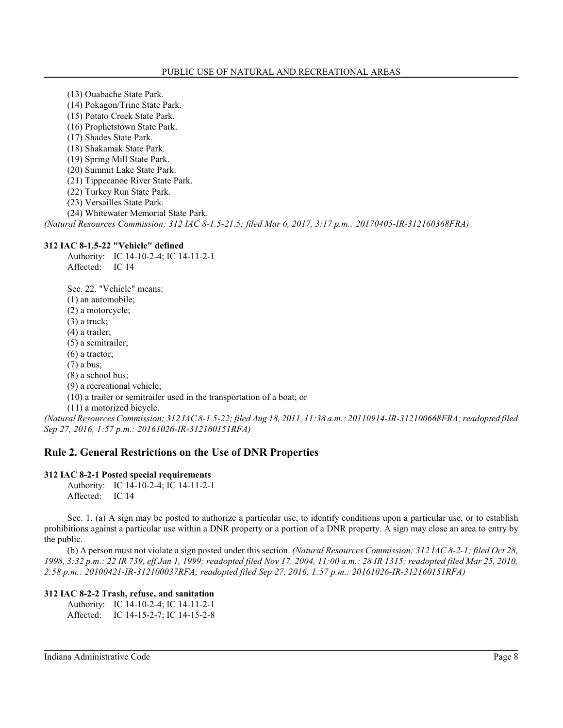(13) Ouabache State Park.
(14) Pokagon/Trine State Park.
(15) Potato Creek State Park.
(16) Prophetstown State Park.
(17) Shades State Park.
(18) Shakamak State Park.
(19) Spring Mill State Park.
(20) Summit Lake State Park.
(21) Tippecanoe River State Park.
(22) Turkey Run State Park.
(23) Versailles State Park.
(24) Whitewater Memorial State Park.

*(Natural Resources Commission; 312 IAC 8-1.5-21.5; filed Mar 6, 2017, 3:17 p.m.: 20170405-IR-312160368FRA)*

**312 IAC 8-1.5-22 "Vehicle" defined**

Authority: IC 14-10-2-4; IC 14-11-2-1
Affected: IC 14

Sec. 22. "Vehicle" means:
(1) an automobile;
(2) a motorcycle;
(3) a truck;
(4) a trailer;
(5) a semitrailer;
(6) a tractor;
(7) a bus;
(8) a school bus;
(9) a recreational vehicle;
(10) a trailer or semitrailer used in the transportation of a boat; or
(11) a motorized bicycle.

*(Natural Resources Commission; 312 IAC 8-1.5-22; filed Aug 18, 2011, 11:38 a.m.: 20110914-IR-312100668FRA; readopted filed Sep 27, 2016, 1:57 p.m.: 20161026-IR-312160151RFA)*

## Rule 2. General Restrictions on the Use of DNR Properties

**312 IAC 8-2-1 Posted special requirements**

Authority: IC 14-10-2-4; IC 14-11-2-1
Affected: IC 14

Sec. 1. (a) A sign may be posted to authorize a particular use, to identify conditions upon a particular use, or to establish prohibitions against a particular use within a DNR property or a portion of a DNR property. A sign may close an area to entry by the public.

(b) A person must not violate a sign posted under this section. *(Natural Resources Commission; 312 IAC 8-2-1; filed Oct 28, 1998, 3:32 p.m.: 22 IR 739, eff Jan 1, 1999; readopted filed Nov 17, 2004, 11:00 a.m.: 28 IR 1315; readopted filed Mar 25, 2010, 2:58 p.m.: 20100421-IR-312100037RFA; readopted filed Sep 27, 2016, 1:57 p.m.: 20161026-IR-312160151RFA)*

**312 IAC 8-2-2 Trash, refuse, and sanitation**

Authority: IC 14-10-2-4; IC 14-11-2-1
Affected: IC 14-15-2-7; IC 14-15-2-8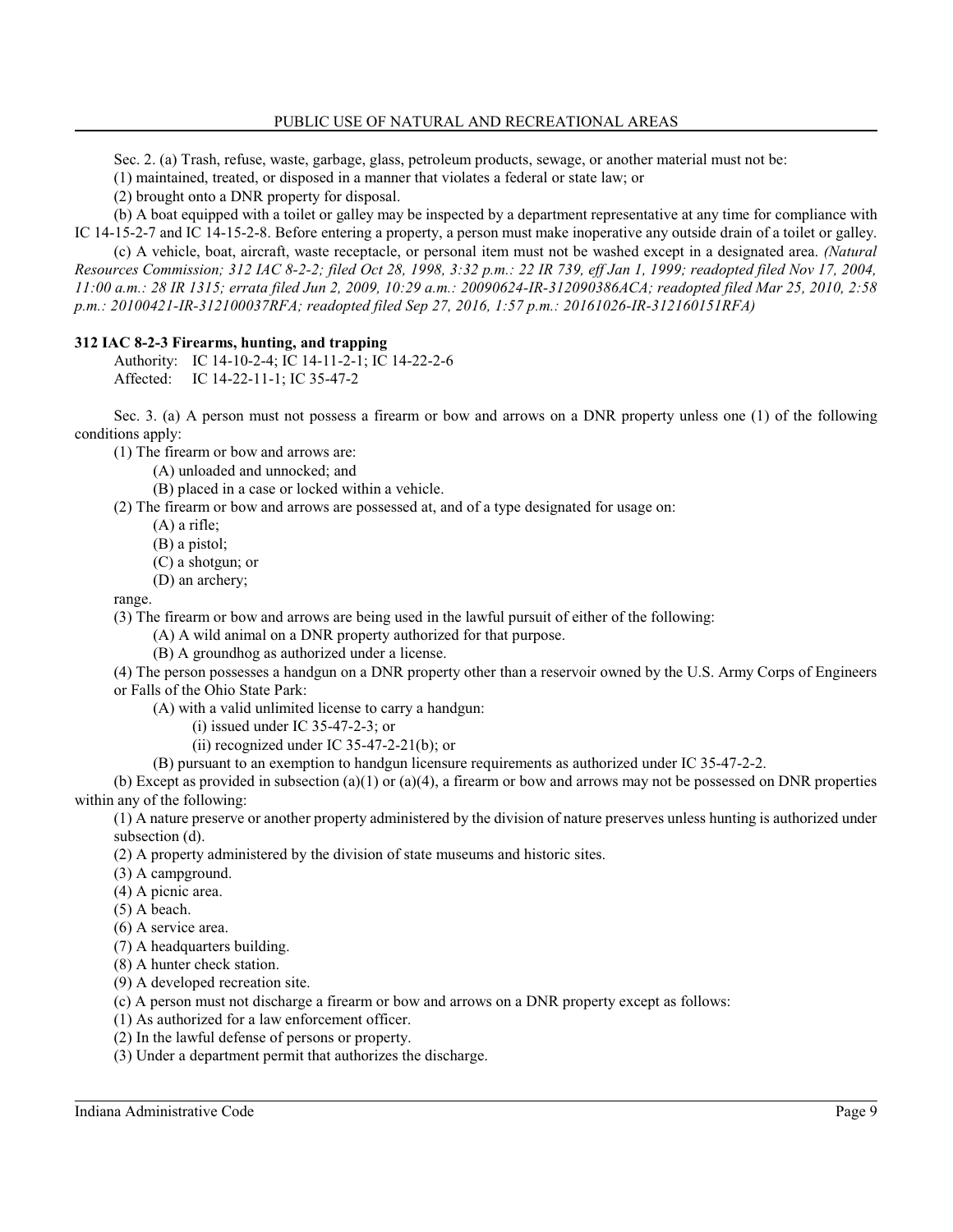Sec. 2. (a) Trash, refuse, waste, garbage, glass, petroleum products, sewage, or another material must not be:

(1) maintained, treated, or disposed in a manner that violates a federal or state law; or

(2) brought onto a DNR property for disposal.

(b) A boat equipped with a toilet or galley may be inspected by a department representative at any time for compliance with IC 14-15-2-7 and IC 14-15-2-8. Before entering a property, a person must make inoperative any outside drain of a toilet or galley.

(c) A vehicle, boat, aircraft, waste receptacle, or personal item must not be washed except in a designated area. *(Natural Resources Commission; 312 IAC 8-2-2; filed Oct 28, 1998, 3:32 p.m.: 22 IR 739, eff Jan 1, 1999; readopted filed Nov 17, 2004, 11:00 a.m.: 28 IR 1315; errata filed Jun 2, 2009, 10:29 a.m.: 20090624-IR-312090386ACA; readopted filed Mar 25, 2010, 2:58 p.m.: 20100421-IR-312100037RFA; readopted filed Sep 27, 2016, 1:57 p.m.: 20161026-IR-312160151RFA)*

**312 IAC 8-2-3 Firearms, hunting, and trapping**

Authority: IC 14-10-2-4; IC 14-11-2-1; IC 14-22-2-6
Affected: IC 14-22-11-1; IC 35-47-2

Sec. 3. (a) A person must not possess a firearm or bow and arrows on a DNR property unless one (1) of the following conditions apply:

(1) The firearm or bow and arrows are:

(A) unloaded and unnocked; and

(B) placed in a case or locked within a vehicle.

(2) The firearm or bow and arrows are possessed at, and of a type designated for usage on:

(A) a rifle;

(B) a pistol;

(C) a shotgun; or

(D) an archery;

range.

(3) The firearm or bow and arrows are being used in the lawful pursuit of either of the following:

(A) A wild animal on a DNR property authorized for that purpose.

(B) A groundhog as authorized under a license.

(4) The person possesses a handgun on a DNR property other than a reservoir owned by the U.S. Army Corps of Engineers or Falls of the Ohio State Park:

(A) with a valid unlimited license to carry a handgun:

(i) issued under IC 35-47-2-3; or

(ii) recognized under IC 35-47-2-21(b); or

(B) pursuant to an exemption to handgun licensure requirements as authorized under IC 35-47-2-2.

(b) Except as provided in subsection (a)(1) or (a)(4), a firearm or bow and arrows may not be possessed on DNR properties within any of the following:

(1) A nature preserve or another property administered by the division of nature preserves unless hunting is authorized under subsection (d).

(2) A property administered by the division of state museums and historic sites.

(3) A campground.

(4) A picnic area.

(5) A beach.

(6) A service area.

(7) A headquarters building.

(8) A hunter check station.

(9) A developed recreation site.

(c) A person must not discharge a firearm or bow and arrows on a DNR property except as follows:

(1) As authorized for a law enforcement officer.

(2) In the lawful defense of persons or property.

(3) Under a department permit that authorizes the discharge.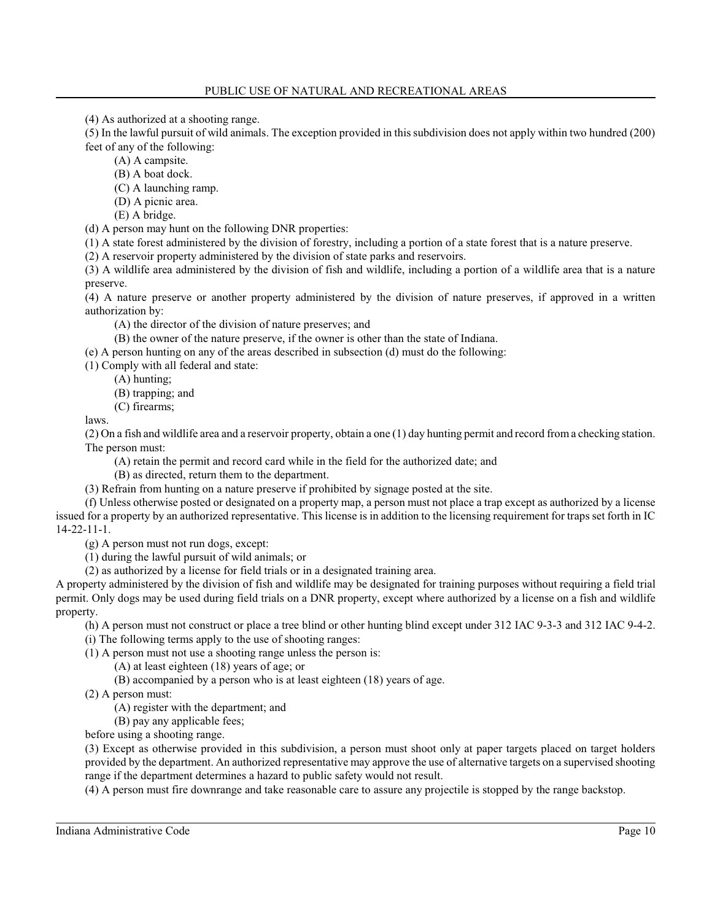(4) As authorized at a shooting range.

(5) In the lawful pursuit of wild animals. The exception provided in this subdivision does not apply within two hundred (200) feet of any of the following:

(A) A campsite.

(B) A boat dock.

(C) A launching ramp.

(D) A picnic area.

(E) A bridge.

(d) A person may hunt on the following DNR properties:

(1) A state forest administered by the division of forestry, including a portion of a state forest that is a nature preserve.

(2) A reservoir property administered by the division of state parks and reservoirs.

(3) A wildlife area administered by the division of fish and wildlife, including a portion of a wildlife area that is a nature preserve.

(4) A nature preserve or another property administered by the division of nature preserves, if approved in a written authorization by:

(A) the director of the division of nature preserves; and

(B) the owner of the nature preserve, if the owner is other than the state of Indiana.

(e) A person hunting on any of the areas described in subsection (d) must do the following:

(1) Comply with all federal and state:

(A) hunting;

(B) trapping; and

(C) firearms;

laws.

(2) On a fish and wildlife area and a reservoir property, obtain a one (1) day hunting permit and record from a checking station. The person must:

(A) retain the permit and record card while in the field for the authorized date; and

(B) as directed, return them to the department.

(3) Refrain from hunting on a nature preserve if prohibited by signage posted at the site.

(f) Unless otherwise posted or designated on a property map, a person must not place a trap except as authorized by a license issued for a property by an authorized representative. This license is in addition to the licensing requirement for traps set forth in IC 14-22-11-1.

(g) A person must not run dogs, except:

(1) during the lawful pursuit of wild animals; or

(2) as authorized by a license for field trials or in a designated training area.

A property administered by the division of fish and wildlife may be designated for training purposes without requiring a field trial permit. Only dogs may be used during field trials on a DNR property, except where authorized by a license on a fish and wildlife property.

(h) A person must not construct or place a tree blind or other hunting blind except under 312 IAC 9-3-3 and 312 IAC 9-4-2.

(i) The following terms apply to the use of shooting ranges:

(1) A person must not use a shooting range unless the person is:

(A) at least eighteen (18) years of age; or

(B) accompanied by a person who is at least eighteen (18) years of age.

(2) A person must:

(A) register with the department; and

(B) pay any applicable fees;

before using a shooting range.

(3) Except as otherwise provided in this subdivision, a person must shoot only at paper targets placed on target holders provided by the department. An authorized representative may approve the use of alternative targets on a supervised shooting range if the department determines a hazard to public safety would not result.

(4) A person must fire downrange and take reasonable care to assure any projectile is stopped by the range backstop.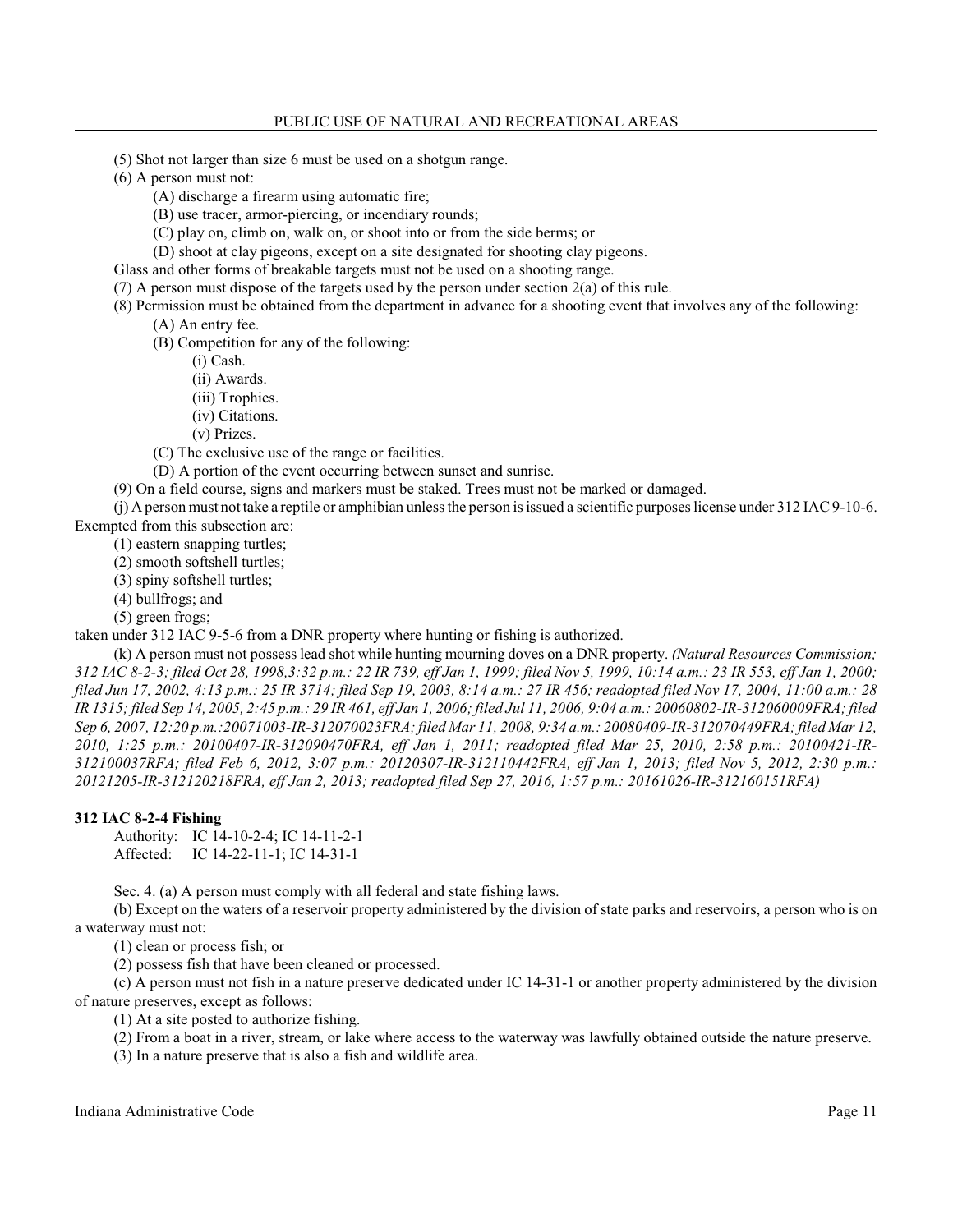(5) Shot not larger than size 6 must be used on a shotgun range.

(6) A person must not:

(A) discharge a firearm using automatic fire;

(B) use tracer, armor-piercing, or incendiary rounds;

(C) play on, climb on, walk on, or shoot into or from the side berms; or

(D) shoot at clay pigeons, except on a site designated for shooting clay pigeons.

Glass and other forms of breakable targets must not be used on a shooting range.

(7) A person must dispose of the targets used by the person under section 2(a) of this rule.

(8) Permission must be obtained from the department in advance for a shooting event that involves any of the following:

(A) An entry fee.

(B) Competition for any of the following:

(i) Cash.

(ii) Awards.

(iii) Trophies.

(iv) Citations.

(v) Prizes.

(C) The exclusive use of the range or facilities.

(D) A portion of the event occurring between sunset and sunrise.

(9) On a field course, signs and markers must be staked. Trees must not be marked or damaged.

(j) A person must not take a reptile or amphibian unless the person is issued a scientific purposes license under 312 IAC 9-10-6. Exempted from this subsection are:

(1) eastern snapping turtles;

(2) smooth softshell turtles;

(3) spiny softshell turtles;

(4) bullfrogs; and

(5) green frogs;

taken under 312 IAC 9-5-6 from a DNR property where hunting or fishing is authorized.

(k) A person must not possess lead shot while hunting mourning doves on a DNR property. *(Natural Resources Commission; 312 IAC 8-2-3; filed Oct 28, 1998,3:32 p.m.: 22 IR 739, eff Jan 1, 1999; filed Nov 5, 1999, 10:14 a.m.: 23 IR 553, eff Jan 1, 2000; filed Jun 17, 2002, 4:13 p.m.: 25 IR 3714; filed Sep 19, 2003, 8:14 a.m.: 27 IR 456; readopted filed Nov 17, 2004, 11:00 a.m.: 28 IR 1315; filed Sep 14, 2005, 2:45 p.m.: 29 IR 461, eff Jan 1, 2006; filed Jul 11, 2006, 9:04 a.m.: 20060802-IR-312060009FRA; filed Sep 6, 2007, 12:20 p.m.:20071003-IR-312070023FRA; filed Mar 11, 2008, 9:34 a.m.: 20080409-IR-312070449FRA; filed Mar 12, 2010, 1:25 p.m.: 20100407-IR-312090470FRA, eff Jan 1, 2011; readopted filed Mar 25, 2010, 2:58 p.m.: 20100421-IR-312100037RFA; filed Feb 6, 2012, 3:07 p.m.: 20120307-IR-312110442FRA, eff Jan 1, 2013; filed Nov 5, 2012, 2:30 p.m.: 20121205-IR-312120218FRA, eff Jan 2, 2013; readopted filed Sep 27, 2016, 1:57 p.m.: 20161026-IR-312160151RFA)*

**312 IAC 8-2-4 Fishing**

Authority: IC 14-10-2-4; IC 14-11-2-1
Affected: IC 14-22-11-1; IC 14-31-1

Sec. 4. (a) A person must comply with all federal and state fishing laws.

(b) Except on the waters of a reservoir property administered by the division of state parks and reservoirs, a person who is on a waterway must not:

(1) clean or process fish; or

(2) possess fish that have been cleaned or processed.

(c) A person must not fish in a nature preserve dedicated under IC 14-31-1 or another property administered by the division of nature preserves, except as follows:

(1) At a site posted to authorize fishing.

(2) From a boat in a river, stream, or lake where access to the waterway was lawfully obtained outside the nature preserve.

(3) In a nature preserve that is also a fish and wildlife area.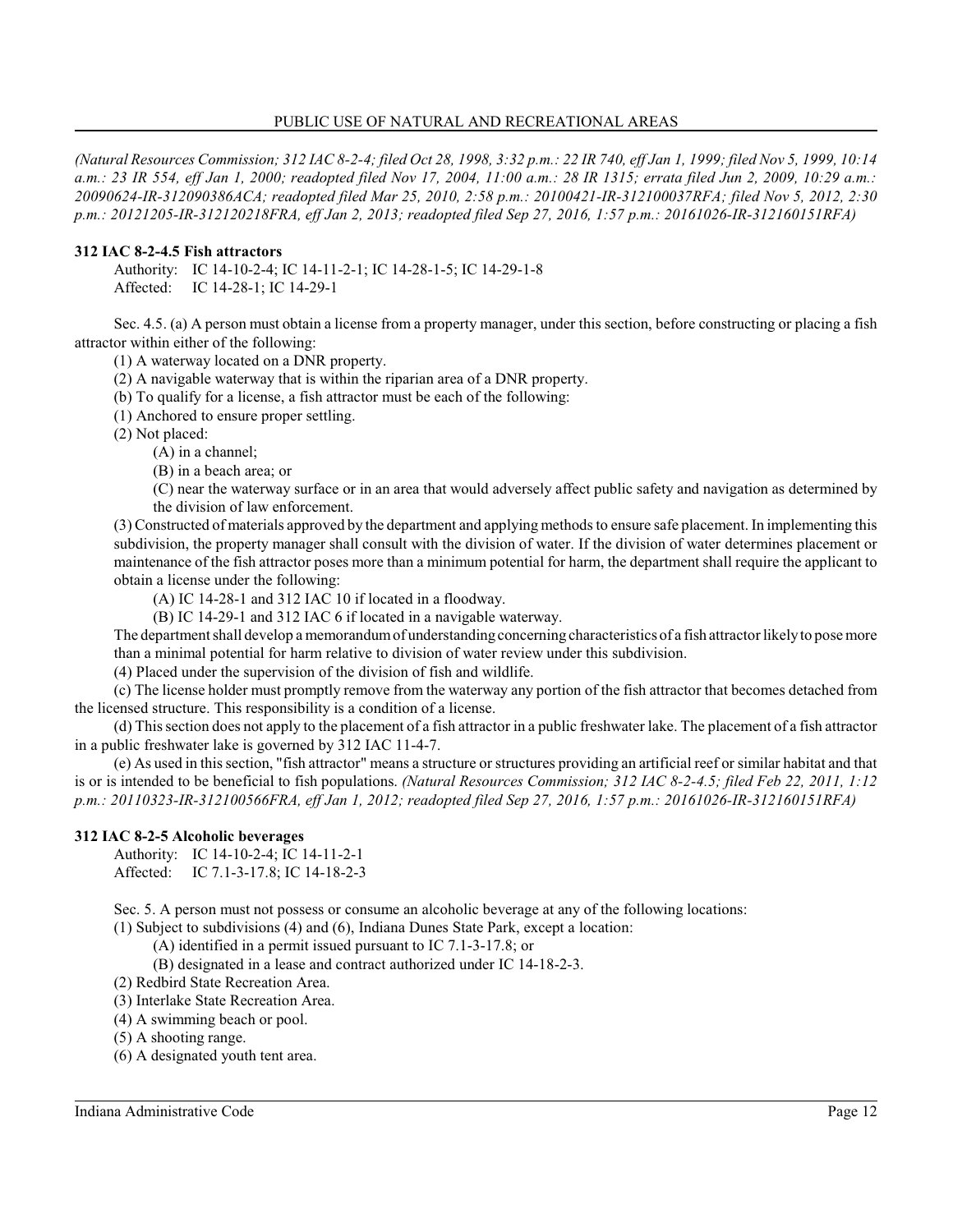*(Natural Resources Commission; 312 IAC 8-2-4; filed Oct 28, 1998, 3:32 p.m.: 22 IR 740, eff Jan 1, 1999; filed Nov 5, 1999, 10:14 a.m.: 23 IR 554, eff Jan 1, 2000; readopted filed Nov 17, 2004, 11:00 a.m.: 28 IR 1315; errata filed Jun 2, 2009, 10:29 a.m.: 20090624-IR-312090386ACA; readopted filed Mar 25, 2010, 2:58 p.m.: 20100421-IR-312100037RFA; filed Nov 5, 2012, 2:30 p.m.: 20121205-IR-312120218FRA, eff Jan 2, 2013; readopted filed Sep 27, 2016, 1:57 p.m.: 20161026-IR-312160151RFA)*

**312 IAC 8-2-4.5 Fish attractors**

Authority: IC 14-10-2-4; IC 14-11-2-1; IC 14-28-1-5; IC 14-29-1-8
Affected: IC 14-28-1; IC 14-29-1

Sec. 4.5. (a) A person must obtain a license from a property manager, under this section, before constructing or placing a fish attractor within either of the following:

(1) A waterway located on a DNR property.

(2) A navigable waterway that is within the riparian area of a DNR property.

(b) To qualify for a license, a fish attractor must be each of the following:

(1) Anchored to ensure proper settling.

(2) Not placed:

(A) in a channel;

(B) in a beach area; or

(C) near the waterway surface or in an area that would adversely affect public safety and navigation as determined by the division of law enforcement.

(3) Constructed of materials approved by the department and applying methods to ensure safe placement. In implementing this subdivision, the property manager shall consult with the division of water. If the division of water determines placement or maintenance of the fish attractor poses more than a minimum potential for harm, the department shall require the applicant to obtain a license under the following:

(A) IC 14-28-1 and 312 IAC 10 if located in a floodway.

(B) IC 14-29-1 and 312 IAC 6 if located in a navigable waterway.

The department shall develop a memorandum of understanding concerning characteristics of a fish attractor likely to pose more than a minimal potential for harm relative to division of water review under this subdivision.

(4) Placed under the supervision of the division of fish and wildlife.

(c) The license holder must promptly remove from the waterway any portion of the fish attractor that becomes detached from the licensed structure. This responsibility is a condition of a license.

(d) This section does not apply to the placement of a fish attractor in a public freshwater lake. The placement of a fish attractor in a public freshwater lake is governed by 312 IAC 11-4-7.

(e) As used in this section, "fish attractor" means a structure or structures providing an artificial reef or similar habitat and that is or is intended to be beneficial to fish populations. *(Natural Resources Commission; 312 IAC 8-2-4.5; filed Feb 22, 2011, 1:12 p.m.: 20110323-IR-312100566FRA, eff Jan 1, 2012; readopted filed Sep 27, 2016, 1:57 p.m.: 20161026-IR-312160151RFA)*

**312 IAC 8-2-5 Alcoholic beverages**

Authority: IC 14-10-2-4; IC 14-11-2-1
Affected: IC 7.1-3-17.8; IC 14-18-2-3

Sec. 5. A person must not possess or consume an alcoholic beverage at any of the following locations:

(1) Subject to subdivisions (4) and (6), Indiana Dunes State Park, except a location:

(A) identified in a permit issued pursuant to IC 7.1-3-17.8; or

(B) designated in a lease and contract authorized under IC 14-18-2-3.

(2) Redbird State Recreation Area.

(3) Interlake State Recreation Area.

(4) A swimming beach or pool.

(5) A shooting range.

(6) A designated youth tent area.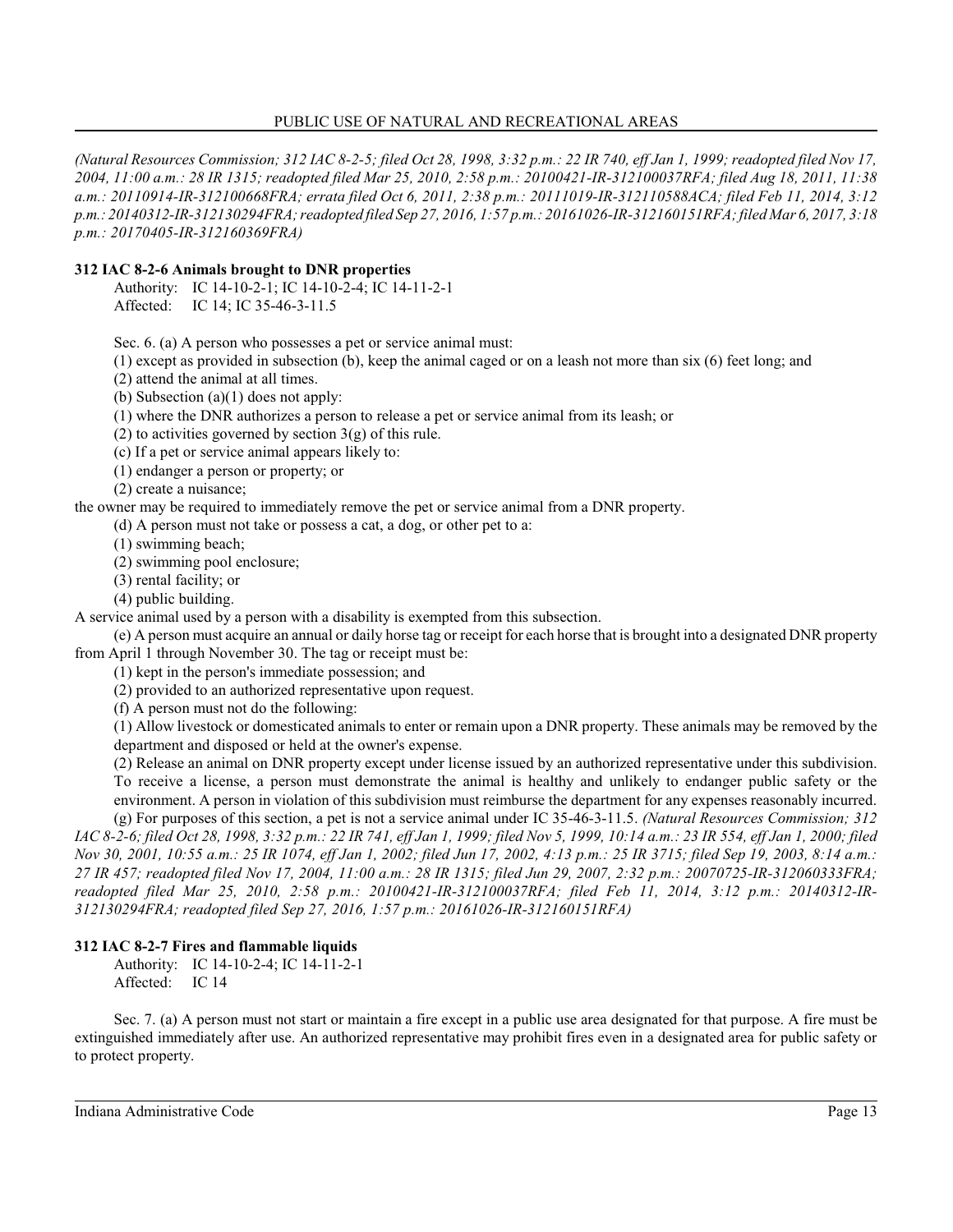*(Natural Resources Commission; 312 IAC 8-2-5; filed Oct 28, 1998, 3:32 p.m.: 22 IR 740, eff Jan 1, 1999; readopted filed Nov 17, 2004, 11:00 a.m.: 28 IR 1315; readopted filed Mar 25, 2010, 2:58 p.m.: 20100421-IR-312100037RFA; filed Aug 18, 2011, 11:38 a.m.: 20110914-IR-312100668FRA; errata filed Oct 6, 2011, 2:38 p.m.: 20111019-IR-312110588ACA; filed Feb 11, 2014, 3:12 p.m.: 20140312-IR-312130294FRA; readopted filed Sep 27, 2016, 1:57 p.m.: 20161026-IR-312160151RFA; filed Mar 6, 2017, 3:18 p.m.: 20170405-IR-312160369FRA)*

**312 IAC 8-2-6 Animals brought to DNR properties**

Authority: IC 14-10-2-1; IC 14-10-2-4; IC 14-11-2-1
Affected: IC 14; IC 35-46-3-11.5

Sec. 6. (a) A person who possesses a pet or service animal must:

(1) except as provided in subsection (b), keep the animal caged or on a leash not more than six (6) feet long; and

(2) attend the animal at all times.

(b) Subsection (a)(1) does not apply:

(1) where the DNR authorizes a person to release a pet or service animal from its leash; or

(2) to activities governed by section 3(g) of this rule.

(c) If a pet or service animal appears likely to:

(1) endanger a person or property; or

(2) create a nuisance;

the owner may be required to immediately remove the pet or service animal from a DNR property.

(d) A person must not take or possess a cat, a dog, or other pet to a:

(1) swimming beach;

(2) swimming pool enclosure;

(3) rental facility; or

(4) public building.

A service animal used by a person with a disability is exempted from this subsection.

(e) A person must acquire an annual or daily horse tag or receipt for each horse that is brought into a designated DNR property from April 1 through November 30. The tag or receipt must be:

(1) kept in the person's immediate possession; and

(2) provided to an authorized representative upon request.

(f) A person must not do the following:

(1) Allow livestock or domesticated animals to enter or remain upon a DNR property. These animals may be removed by the department and disposed or held at the owner's expense.

(2) Release an animal on DNR property except under license issued by an authorized representative under this subdivision. To receive a license, a person must demonstrate the animal is healthy and unlikely to endanger public safety or the environment. A person in violation of this subdivision must reimburse the department for any expenses reasonably incurred.

(g) For purposes of this section, a pet is not a service animal under IC 35-46-3-11.5. *(Natural Resources Commission; 312 IAC 8-2-6; filed Oct 28, 1998, 3:32 p.m.: 22 IR 741, eff Jan 1, 1999; filed Nov 5, 1999, 10:14 a.m.: 23 IR 554, eff Jan 1, 2000; filed Nov 30, 2001, 10:55 a.m.: 25 IR 1074, eff Jan 1, 2002; filed Jun 17, 2002, 4:13 p.m.: 25 IR 3715; filed Sep 19, 2003, 8:14 a.m.: 27 IR 457; readopted filed Nov 17, 2004, 11:00 a.m.: 28 IR 1315; filed Jun 29, 2007, 2:32 p.m.: 20070725-IR-312060333FRA; readopted filed Mar 25, 2010, 2:58 p.m.: 20100421-IR-312100037RFA; filed Feb 11, 2014, 3:12 p.m.: 20140312-IR-312130294FRA; readopted filed Sep 27, 2016, 1:57 p.m.: 20161026-IR-312160151RFA)*

**312 IAC 8-2-7 Fires and flammable liquids**

Authority: IC 14-10-2-4; IC 14-11-2-1
Affected: IC 14

Sec. 7. (a) A person must not start or maintain a fire except in a public use area designated for that purpose. A fire must be extinguished immediately after use. An authorized representative may prohibit fires even in a designated area for public safety or to protect property.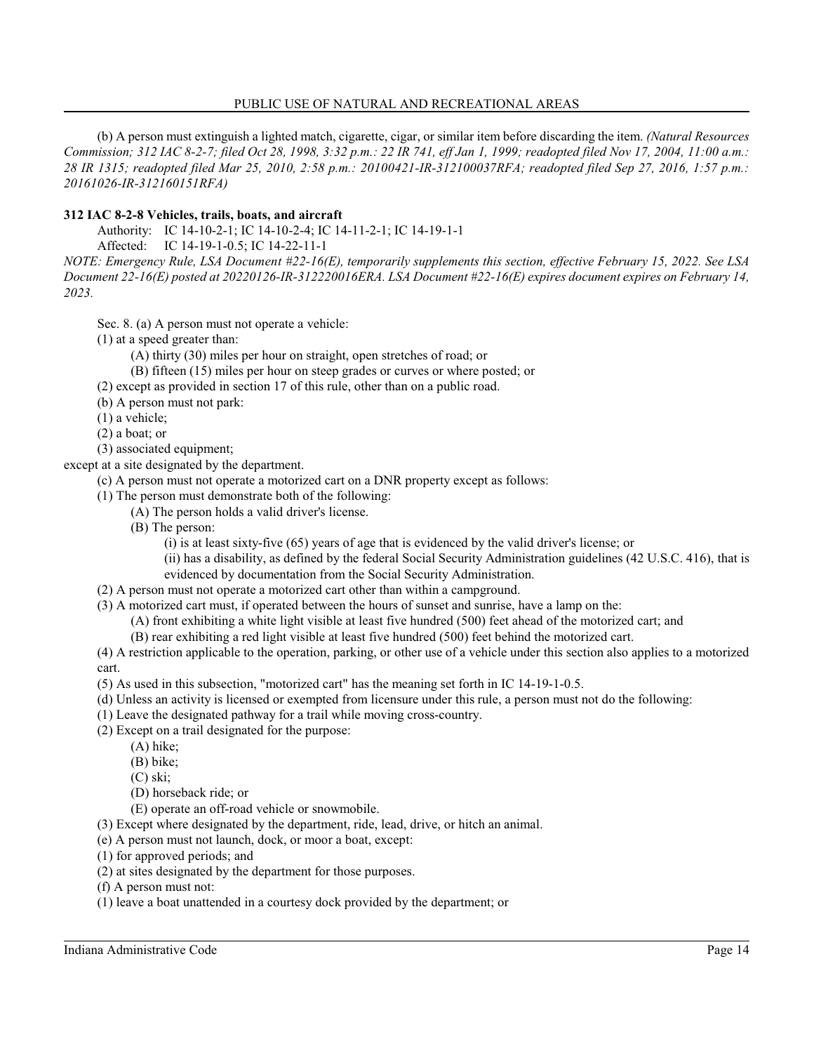(b) A person must extinguish a lighted match, cigarette, cigar, or similar item before discarding the item. *(Natural Resources Commission; 312 IAC 8-2-7; filed Oct 28, 1998, 3:32 p.m.: 22 IR 741, eff Jan 1, 1999; readopted filed Nov 17, 2004, 11:00 a.m.: 28 IR 1315; readopted filed Mar 25, 2010, 2:58 p.m.: 20100421-IR-312100037RFA; readopted filed Sep 27, 2016, 1:57 p.m.: 20161026-IR-312160151RFA)*

**312 IAC 8-2-8 Vehicles, trails, boats, and aircraft**

Authority: IC 14-10-2-1; IC 14-10-2-4; IC 14-11-2-1; IC 14-19-1-1

Affected: IC 14-19-1-0.5; IC 14-22-11-1

*NOTE: Emergency Rule, LSA Document #22-16(E), temporarily supplements this section, effective February 15, 2022. See LSA Document 22-16(E) posted at 20220126-IR-312220016ERA. LSA Document #22-16(E) expires document expires on February 14, 2023.*

Sec. 8. (a) A person must not operate a vehicle:

(1) at a speed greater than:

(A) thirty (30) miles per hour on straight, open stretches of road; or

(B) fifteen (15) miles per hour on steep grades or curves or where posted; or

(2) except as provided in section 17 of this rule, other than on a public road.

(b) A person must not park:

(1) a vehicle;

(2) a boat; or

(3) associated equipment;

except at a site designated by the department.

(c) A person must not operate a motorized cart on a DNR property except as follows:

(1) The person must demonstrate both of the following:

(A) The person holds a valid driver's license.

(B) The person:

(i) is at least sixty-five (65) years of age that is evidenced by the valid driver's license; or

(ii) has a disability, as defined by the federal Social Security Administration guidelines (42 U.S.C. 416), that is evidenced by documentation from the Social Security Administration.

(2) A person must not operate a motorized cart other than within a campground.

(3) A motorized cart must, if operated between the hours of sunset and sunrise, have a lamp on the:

(A) front exhibiting a white light visible at least five hundred (500) feet ahead of the motorized cart; and

(B) rear exhibiting a red light visible at least five hundred (500) feet behind the motorized cart.

(4) A restriction applicable to the operation, parking, or other use of a vehicle under this section also applies to a motorized cart.

(5) As used in this subsection, "motorized cart" has the meaning set forth in IC 14-19-1-0.5.

(d) Unless an activity is licensed or exempted from licensure under this rule, a person must not do the following:

(1) Leave the designated pathway for a trail while moving cross-country.

(2) Except on a trail designated for the purpose:

(A) hike;

(B) bike;

(C) ski;

(D) horseback ride; or

(E) operate an off-road vehicle or snowmobile.

(3) Except where designated by the department, ride, lead, drive, or hitch an animal.

(e) A person must not launch, dock, or moor a boat, except:

(1) for approved periods; and

(2) at sites designated by the department for those purposes.

(f) A person must not:

(1) leave a boat unattended in a courtesy dock provided by the department; or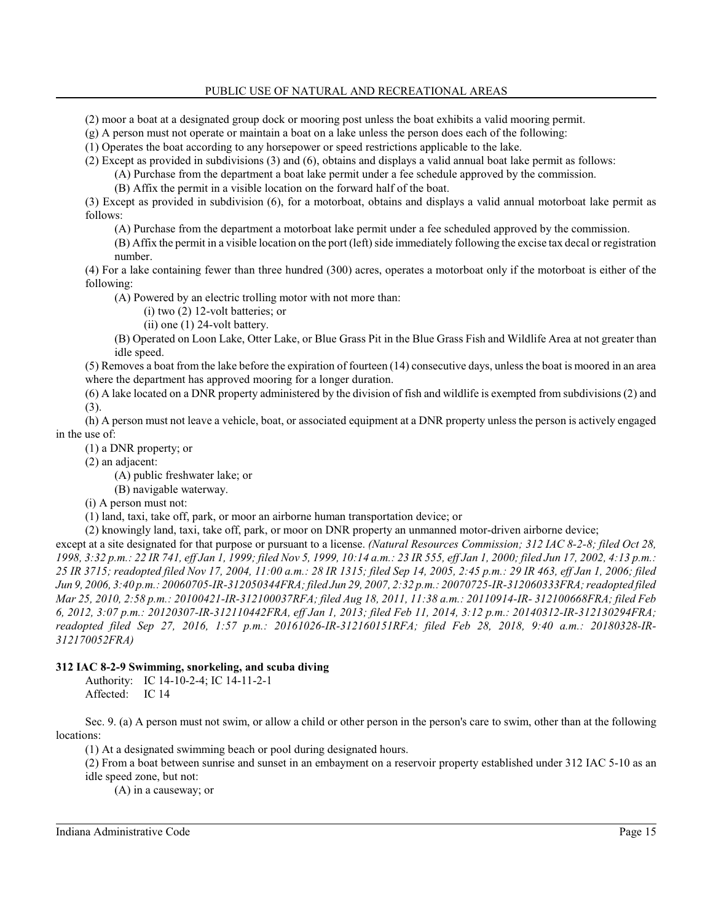(2) moor a boat at a designated group dock or mooring post unless the boat exhibits a valid mooring permit.

(g) A person must not operate or maintain a boat on a lake unless the person does each of the following:

(1) Operates the boat according to any horsepower or speed restrictions applicable to the lake.

(2) Except as provided in subdivisions (3) and (6), obtains and displays a valid annual boat lake permit as follows:

(A) Purchase from the department a boat lake permit under a fee schedule approved by the commission.

(B) Affix the permit in a visible location on the forward half of the boat.

(3) Except as provided in subdivision (6), for a motorboat, obtains and displays a valid annual motorboat lake permit as follows:

(A) Purchase from the department a motorboat lake permit under a fee scheduled approved by the commission.

(B) Affix the permit in a visible location on the port (left) side immediately following the excise tax decal or registration number.

(4) For a lake containing fewer than three hundred (300) acres, operates a motorboat only if the motorboat is either of the following:

(A) Powered by an electric trolling motor with not more than:

(i) two (2) 12-volt batteries; or

(ii) one (1) 24-volt battery.

(B) Operated on Loon Lake, Otter Lake, or Blue Grass Pit in the Blue Grass Fish and Wildlife Area at not greater than idle speed.

(5) Removes a boat from the lake before the expiration of fourteen (14) consecutive days, unless the boat is moored in an area where the department has approved mooring for a longer duration.

(6) A lake located on a DNR property administered by the division of fish and wildlife is exempted from subdivisions (2) and (3).

(h) A person must not leave a vehicle, boat, or associated equipment at a DNR property unless the person is actively engaged in the use of:

(1) a DNR property; or

(2) an adjacent:

(A) public freshwater lake; or

(B) navigable waterway.

(i) A person must not:

(1) land, taxi, take off, park, or moor an airborne human transportation device; or

(2) knowingly land, taxi, take off, park, or moor on DNR property an unmanned motor-driven airborne device;

except at a site designated for that purpose or pursuant to a license. *(Natural Resources Commission; 312 IAC 8-2-8; filed Oct 28, 1998, 3:32 p.m.: 22 IR 741, eff Jan 1, 1999; filed Nov 5, 1999, 10:14 a.m.: 23 IR 555, eff Jan 1, 2000; filed Jun 17, 2002, 4:13 p.m.: 25 IR 3715; readopted filed Nov 17, 2004, 11:00 a.m.: 28 IR 1315; filed Sep 14, 2005, 2:45 p.m.: 29 IR 463, eff Jan 1, 2006; filed Jun 9, 2006, 3:40 p.m.: 20060705-IR-312050344FRA; filed Jun 29, 2007, 2:32 p.m.: 20070725-IR-312060333FRA; readopted filed Mar 25, 2010, 2:58 p.m.: 20100421-IR-312100037RFA; filed Aug 18, 2011, 11:38 a.m.: 20110914-IR- 312100668FRA; filed Feb 6, 2012, 3:07 p.m.: 20120307-IR-312110442FRA, eff Jan 1, 2013; filed Feb 11, 2014, 3:12 p.m.: 20140312-IR-312130294FRA; readopted filed Sep 27, 2016, 1:57 p.m.: 20161026-IR-312160151RFA; filed Feb 28, 2018, 9:40 a.m.: 20180328-IR-312170052FRA)*

**312 IAC 8-2-9 Swimming, snorkeling, and scuba diving**

Authority: IC 14-10-2-4; IC 14-11-2-1
Affected: IC 14

Sec. 9. (a) A person must not swim, or allow a child or other person in the person's care to swim, other than at the following locations:

(1) At a designated swimming beach or pool during designated hours.

(2) From a boat between sunrise and sunset in an embayment on a reservoir property established under 312 IAC 5-10 as an idle speed zone, but not:

(A) in a causeway; or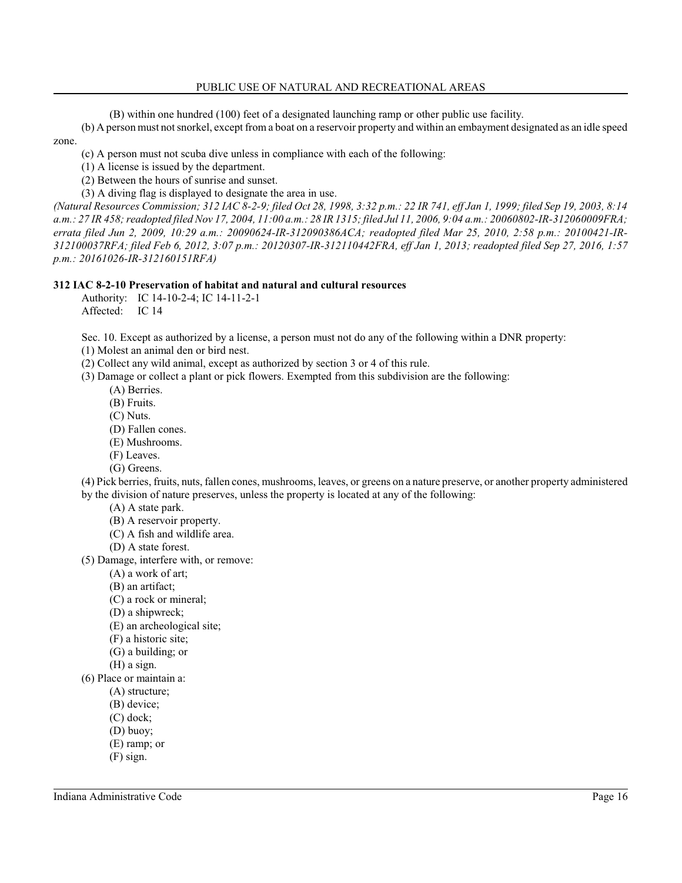(B) within one hundred (100) feet of a designated launching ramp or other public use facility.

(b) A person must not snorkel, except from a boat on a reservoir property and within an embayment designated as an idle speed zone.

(c) A person must not scuba dive unless in compliance with each of the following:

(1) A license is issued by the department.

(2) Between the hours of sunrise and sunset.

(3) A diving flag is displayed to designate the area in use.

*(Natural Resources Commission; 312 IAC 8-2-9; filed Oct 28, 1998, 3:32 p.m.: 22 IR 741, eff Jan 1, 1999; filed Sep 19, 2003, 8:14 a.m.: 27 IR 458; readopted filed Nov 17, 2004, 11:00 a.m.: 28 IR 1315; filed Jul 11, 2006, 9:04 a.m.: 20060802-IR-312060009FRA; errata filed Jun 2, 2009, 10:29 a.m.: 20090624-IR-312090386ACA; readopted filed Mar 25, 2010, 2:58 p.m.: 20100421-IR-312100037RFA; filed Feb 6, 2012, 3:07 p.m.: 20120307-IR-312110442FRA, eff Jan 1, 2013; readopted filed Sep 27, 2016, 1:57 p.m.: 20161026-IR-312160151RFA)*

**312 IAC 8-2-10 Preservation of habitat and natural and cultural resources**

Authority: IC 14-10-2-4; IC 14-11-2-1
Affected: IC 14

Sec. 10. Except as authorized by a license, a person must not do any of the following within a DNR property:

(1) Molest an animal den or bird nest.

(2) Collect any wild animal, except as authorized by section 3 or 4 of this rule.

(3) Damage or collect a plant or pick flowers. Exempted from this subdivision are the following:

(A) Berries.
(B) Fruits.
(C) Nuts.
(D) Fallen cones.
(E) Mushrooms.
(F) Leaves.
(G) Greens.

(4) Pick berries, fruits, nuts, fallen cones, mushrooms, leaves, or greens on a nature preserve, or another property administered by the division of nature preserves, unless the property is located at any of the following:

(A) A state park.
(B) A reservoir property.
(C) A fish and wildlife area.
(D) A state forest.

(5) Damage, interfere with, or remove:

(A) a work of art;
(B) an artifact;
(C) a rock or mineral;
(D) a shipwreck;
(E) an archeological site;
(F) a historic site;
(G) a building; or
(H) a sign.

(6) Place or maintain a:

(A) structure;
(B) device;
(C) dock;
(D) buoy;
(E) ramp; or
(F) sign.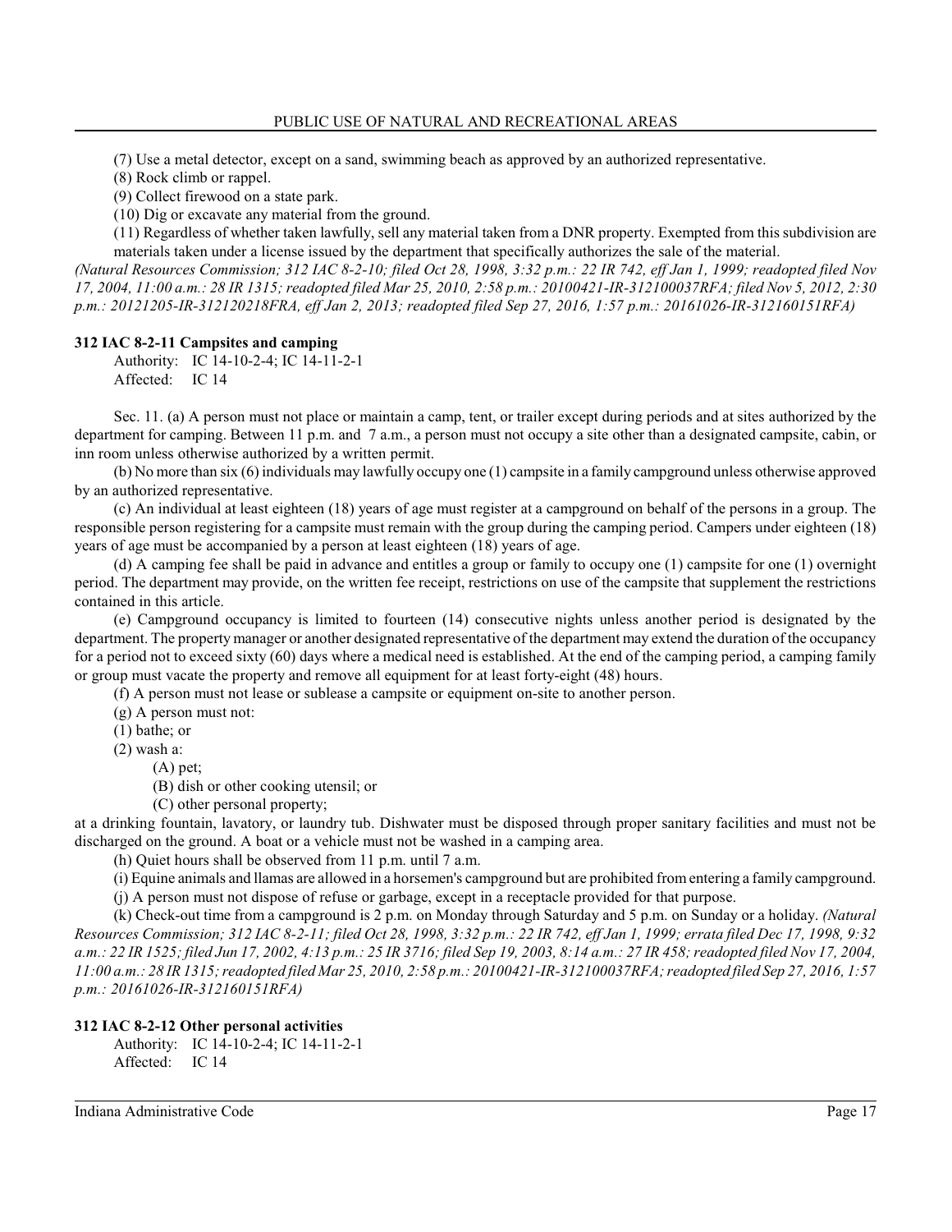(7) Use a metal detector, except on a sand, swimming beach as approved by an authorized representative.

(8) Rock climb or rappel.

(9) Collect firewood on a state park.

(10) Dig or excavate any material from the ground.

(11) Regardless of whether taken lawfully, sell any material taken from a DNR property. Exempted from this subdivision are materials taken under a license issued by the department that specifically authorizes the sale of the material.

*(Natural Resources Commission; 312 IAC 8-2-10; filed Oct 28, 1998, 3:32 p.m.: 22 IR 742, eff Jan 1, 1999; readopted filed Nov 17, 2004, 11:00 a.m.: 28 IR 1315; readopted filed Mar 25, 2010, 2:58 p.m.: 20100421-IR-312100037RFA; filed Nov 5, 2012, 2:30 p.m.: 20121205-IR-312120218FRA, eff Jan 2, 2013; readopted filed Sep 27, 2016, 1:57 p.m.: 20161026-IR-312160151RFA)*

### 312 IAC 8-2-11 Campsites and camping

Authority: IC 14-10-2-4; IC 14-11-2-1
Affected: IC 14

Sec. 11. (a) A person must not place or maintain a camp, tent, or trailer except during periods and at sites authorized by the department for camping. Between 11 p.m. and 7 a.m., a person must not occupy a site other than a designated campsite, cabin, or inn room unless otherwise authorized by a written permit.

(b) No more than six (6) individuals may lawfully occupy one (1) campsite in a family campground unless otherwise approved by an authorized representative.

(c) An individual at least eighteen (18) years of age must register at a campground on behalf of the persons in a group. The responsible person registering for a campsite must remain with the group during the camping period. Campers under eighteen (18) years of age must be accompanied by a person at least eighteen (18) years of age.

(d) A camping fee shall be paid in advance and entitles a group or family to occupy one (1) campsite for one (1) overnight period. The department may provide, on the written fee receipt, restrictions on use of the campsite that supplement the restrictions contained in this article.

(e) Campground occupancy is limited to fourteen (14) consecutive nights unless another period is designated by the department. The property manager or another designated representative of the department may extend the duration of the occupancy for a period not to exceed sixty (60) days where a medical need is established. At the end of the camping period, a camping family or group must vacate the property and remove all equipment for at least forty-eight (48) hours.

(f) A person must not lease or sublease a campsite or equipment on-site to another person.

(g) A person must not:

(1) bathe; or

(2) wash a:

(A) pet;

(B) dish or other cooking utensil; or

(C) other personal property;

at a drinking fountain, lavatory, or laundry tub. Dishwater must be disposed through proper sanitary facilities and must not be discharged on the ground. A boat or a vehicle must not be washed in a camping area.

(h) Quiet hours shall be observed from 11 p.m. until 7 a.m.

(i) Equine animals and llamas are allowed in a horsemen's campground but are prohibited from entering a family campground.

(j) A person must not dispose of refuse or garbage, except in a receptacle provided for that purpose.

(k) Check-out time from a campground is 2 p.m. on Monday through Saturday and 5 p.m. on Sunday or a holiday. *(Natural Resources Commission; 312 IAC 8-2-11; filed Oct 28, 1998, 3:32 p.m.: 22 IR 742, eff Jan 1, 1999; errata filed Dec 17, 1998, 9:32 a.m.: 22 IR 1525; filed Jun 17, 2002, 4:13 p.m.: 25 IR 3716; filed Sep 19, 2003, 8:14 a.m.: 27 IR 458; readopted filed Nov 17, 2004, 11:00 a.m.: 28 IR 1315; readopted filed Mar 25, 2010, 2:58 p.m.: 20100421-IR-312100037RFA; readopted filed Sep 27, 2016, 1:57 p.m.: 20161026-IR-312160151RFA)*

### 312 IAC 8-2-12 Other personal activities

Authority: IC 14-10-2-4; IC 14-11-2-1
Affected: IC 14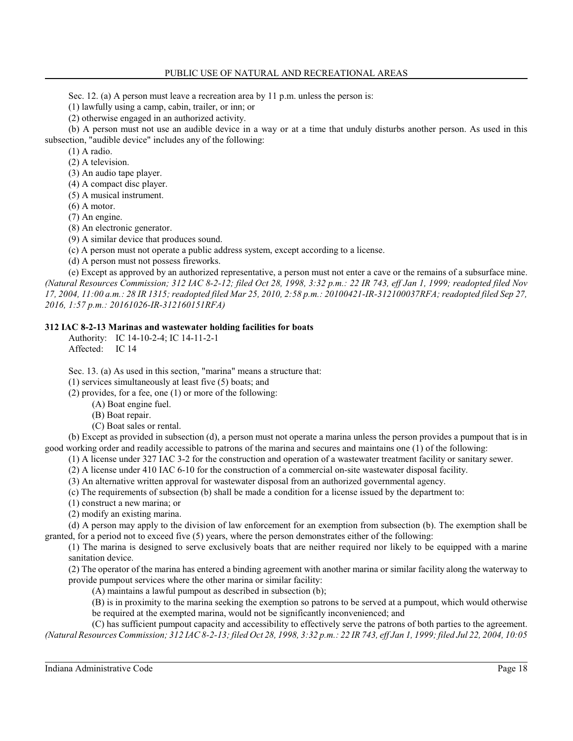Sec. 12. (a) A person must leave a recreation area by 11 p.m. unless the person is:

(1) lawfully using a camp, cabin, trailer, or inn; or

(2) otherwise engaged in an authorized activity.

(b) A person must not use an audible device in a way or at a time that unduly disturbs another person. As used in this subsection, "audible device" includes any of the following:

(1) A radio.

(2) A television.

(3) An audio tape player.

(4) A compact disc player.

(5) A musical instrument.

(6) A motor.

(7) An engine.

(8) An electronic generator.

(9) A similar device that produces sound.

(c) A person must not operate a public address system, except according to a license.

(d) A person must not possess fireworks.

(e) Except as approved by an authorized representative, a person must not enter a cave or the remains of a subsurface mine. *(Natural Resources Commission; 312 IAC 8-2-12; filed Oct 28, 1998, 3:32 p.m.: 22 IR 743, eff Jan 1, 1999; readopted filed Nov 17, 2004, 11:00 a.m.: 28 IR 1315; readopted filed Mar 25, 2010, 2:58 p.m.: 20100421-IR-312100037RFA; readopted filed Sep 27, 2016, 1:57 p.m.: 20161026-IR-312160151RFA)*

**312 IAC 8-2-13 Marinas and wastewater holding facilities for boats**

Authority: IC 14-10-2-4; IC 14-11-2-1
Affected: IC 14

Sec. 13. (a) As used in this section, "marina" means a structure that:

(1) services simultaneously at least five (5) boats; and

(2) provides, for a fee, one (1) or more of the following:

(A) Boat engine fuel.

(B) Boat repair.

(C) Boat sales or rental.

(b) Except as provided in subsection (d), a person must not operate a marina unless the person provides a pumpout that is in good working order and readily accessible to patrons of the marina and secures and maintains one (1) of the following:

(1) A license under 327 IAC 3-2 for the construction and operation of a wastewater treatment facility or sanitary sewer.

(2) A license under 410 IAC 6-10 for the construction of a commercial on-site wastewater disposal facility.

(3) An alternative written approval for wastewater disposal from an authorized governmental agency.

(c) The requirements of subsection (b) shall be made a condition for a license issued by the department to:

(1) construct a new marina; or

(2) modify an existing marina.

(d) A person may apply to the division of law enforcement for an exemption from subsection (b). The exemption shall be granted, for a period not to exceed five (5) years, where the person demonstrates either of the following:

(1) The marina is designed to serve exclusively boats that are neither required nor likely to be equipped with a marine sanitation device.

(2) The operator of the marina has entered a binding agreement with another marina or similar facility along the waterway to provide pumpout services where the other marina or similar facility:

(A) maintains a lawful pumpout as described in subsection (b);

(B) is in proximity to the marina seeking the exemption so patrons to be served at a pumpout, which would otherwise be required at the exempted marina, would not be significantly inconvenienced; and

(C) has sufficient pumpout capacity and accessibility to effectively serve the patrons of both parties to the agreement. *(Natural Resources Commission; 312 IAC 8-2-13; filed Oct 28, 1998, 3:32 p.m.: 22 IR 743, eff Jan 1, 1999; filed Jul 22, 2004, 10:05*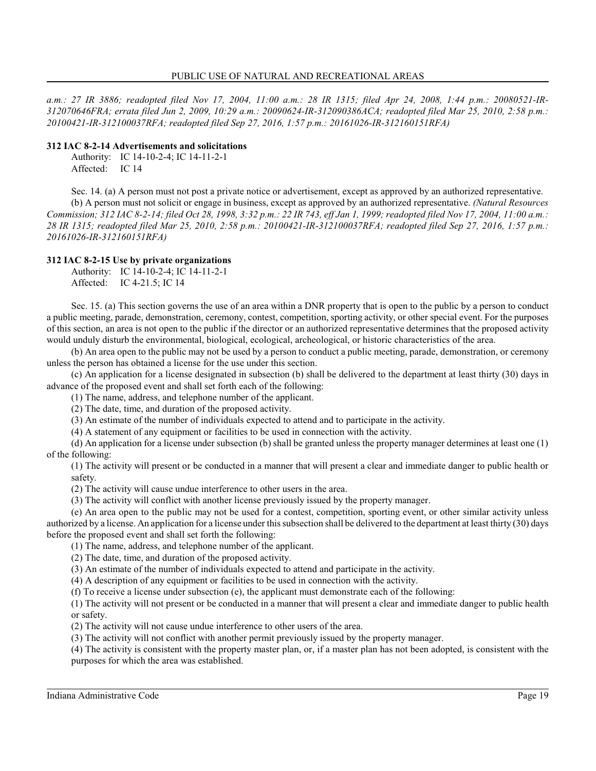*a.m.: 27 IR 3886; readopted filed Nov 17, 2004, 11:00 a.m.: 28 IR 1315; filed Apr 24, 2008, 1:44 p.m.: 20080521-IR-312070646FRA; errata filed Jun 2, 2009, 10:29 a.m.: 20090624-IR-312090386ACA; readopted filed Mar 25, 2010, 2:58 p.m.: 20100421-IR-312100037RFA; readopted filed Sep 27, 2016, 1:57 p.m.: 20161026-IR-312160151RFA)*

**312 IAC 8-2-14 Advertisements and solicitations**

Authority: IC 14-10-2-4; IC 14-11-2-1
Affected: IC 14

Sec. 14. (a) A person must not post a private notice or advertisement, except as approved by an authorized representative.

(b) A person must not solicit or engage in business, except as approved by an authorized representative. *(Natural Resources Commission; 312 IAC 8-2-14; filed Oct 28, 1998, 3:32 p.m.: 22 IR 743, eff Jan 1, 1999; readopted filed Nov 17, 2004, 11:00 a.m.: 28 IR 1315; readopted filed Mar 25, 2010, 2:58 p.m.: 20100421-IR-312100037RFA; readopted filed Sep 27, 2016, 1:57 p.m.: 20161026-IR-312160151RFA)*

**312 IAC 8-2-15 Use by private organizations**

Authority: IC 14-10-2-4; IC 14-11-2-1
Affected: IC 4-21.5; IC 14

Sec. 15. (a) This section governs the use of an area within a DNR property that is open to the public by a person to conduct a public meeting, parade, demonstration, ceremony, contest, competition, sporting activity, or other special event. For the purposes of this section, an area is not open to the public if the director or an authorized representative determines that the proposed activity would unduly disturb the environmental, biological, ecological, archeological, or historic characteristics of the area.

(b) An area open to the public may not be used by a person to conduct a public meeting, parade, demonstration, or ceremony unless the person has obtained a license for the use under this section.

(c) An application for a license designated in subsection (b) shall be delivered to the department at least thirty (30) days in advance of the proposed event and shall set forth each of the following:

(1) The name, address, and telephone number of the applicant.

(2) The date, time, and duration of the proposed activity.

(3) An estimate of the number of individuals expected to attend and to participate in the activity.

(4) A statement of any equipment or facilities to be used in connection with the activity.

(d) An application for a license under subsection (b) shall be granted unless the property manager determines at least one (1) of the following:

(1) The activity will present or be conducted in a manner that will present a clear and immediate danger to public health or safety.

(2) The activity will cause undue interference to other users in the area.

(3) The activity will conflict with another license previously issued by the property manager.

(e) An area open to the public may not be used for a contest, competition, sporting event, or other similar activity unless authorized by a license. An application for a license under this subsection shall be delivered to the department at least thirty (30) days before the proposed event and shall set forth the following:

(1) The name, address, and telephone number of the applicant.

(2) The date, time, and duration of the proposed activity.

(3) An estimate of the number of individuals expected to attend and participate in the activity.

(4) A description of any equipment or facilities to be used in connection with the activity.

(f) To receive a license under subsection (e), the applicant must demonstrate each of the following:

(1) The activity will not present or be conducted in a manner that will present a clear and immediate danger to public health or safety.

(2) The activity will not cause undue interference to other users of the area.

(3) The activity will not conflict with another permit previously issued by the property manager.

(4) The activity is consistent with the property master plan, or, if a master plan has not been adopted, is consistent with the purposes for which the area was established.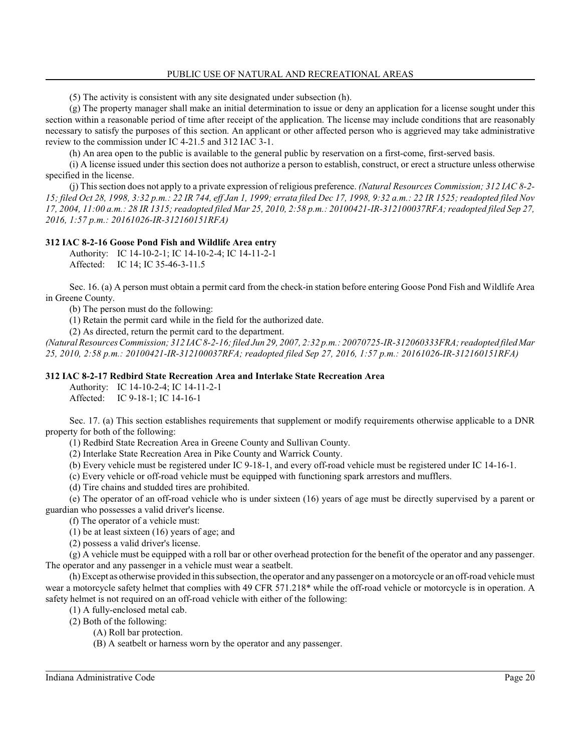(5) The activity is consistent with any site designated under subsection (h).

(g) The property manager shall make an initial determination to issue or deny an application for a license sought under this section within a reasonable period of time after receipt of the application. The license may include conditions that are reasonably necessary to satisfy the purposes of this section. An applicant or other affected person who is aggrieved may take administrative review to the commission under IC 4-21.5 and 312 IAC 3-1.

(h) An area open to the public is available to the general public by reservation on a first-come, first-served basis.

(i) A license issued under this section does not authorize a person to establish, construct, or erect a structure unless otherwise specified in the license.

(j) This section does not apply to a private expression of religious preference. *(Natural Resources Commission; 312 IAC 8-2-15; filed Oct 28, 1998, 3:32 p.m.: 22 IR 744, eff Jan 1, 1999; errata filed Dec 17, 1998, 9:32 a.m.: 22 IR 1525; readopted filed Nov 17, 2004, 11:00 a.m.: 28 IR 1315; readopted filed Mar 25, 2010, 2:58 p.m.: 20100421-IR-312100037RFA; readopted filed Sep 27, 2016, 1:57 p.m.: 20161026-IR-312160151RFA)*

**312 IAC 8-2-16 Goose Pond Fish and Wildlife Area entry**

Authority: IC 14-10-2-1; IC 14-10-2-4; IC 14-11-2-1
Affected: IC 14; IC 35-46-3-11.5

Sec. 16. (a) A person must obtain a permit card from the check-in station before entering Goose Pond Fish and Wildlife Area in Greene County.

(b) The person must do the following:

(1) Retain the permit card while in the field for the authorized date.

(2) As directed, return the permit card to the department.

*(Natural Resources Commission; 312 IAC 8-2-16; filed Jun 29, 2007, 2:32 p.m.: 20070725-IR-312060333FRA; readopted filed Mar 25, 2010, 2:58 p.m.: 20100421-IR-312100037RFA; readopted filed Sep 27, 2016, 1:57 p.m.: 20161026-IR-312160151RFA)*

**312 IAC 8-2-17 Redbird State Recreation Area and Interlake State Recreation Area**

Authority: IC 14-10-2-4; IC 14-11-2-1
Affected: IC 9-18-1; IC 14-16-1

Sec. 17. (a) This section establishes requirements that supplement or modify requirements otherwise applicable to a DNR property for both of the following:

(1) Redbird State Recreation Area in Greene County and Sullivan County.

(2) Interlake State Recreation Area in Pike County and Warrick County.

(b) Every vehicle must be registered under IC 9-18-1, and every off-road vehicle must be registered under IC 14-16-1.

(c) Every vehicle or off-road vehicle must be equipped with functioning spark arrestors and mufflers.

(d) Tire chains and studded tires are prohibited.

(e) The operator of an off-road vehicle who is under sixteen (16) years of age must be directly supervised by a parent or guardian who possesses a valid driver's license.

(f) The operator of a vehicle must:

(1) be at least sixteen (16) years of age; and

(2) possess a valid driver's license.

(g) A vehicle must be equipped with a roll bar or other overhead protection for the benefit of the operator and any passenger. The operator and any passenger in a vehicle must wear a seatbelt.

(h) Except as otherwise provided in this subsection, the operator and any passenger on a motorcycle or an off-road vehicle must wear a motorcycle safety helmet that complies with 49 CFR 571.218* while the off-road vehicle or motorcycle is in operation. A safety helmet is not required on an off-road vehicle with either of the following:

(1) A fully-enclosed metal cab.

(2) Both of the following:

(A) Roll bar protection.

(B) A seatbelt or harness worn by the operator and any passenger.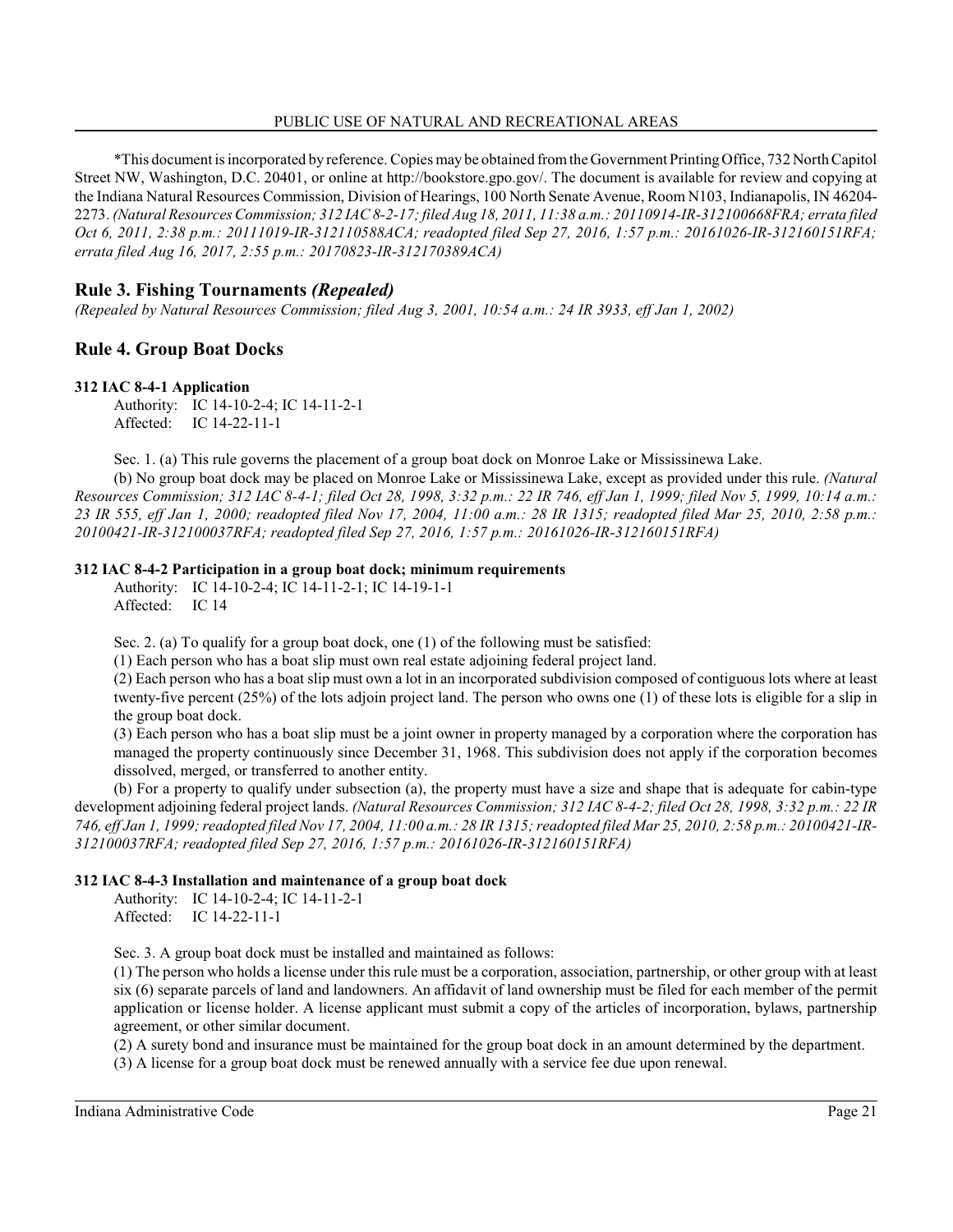*This document is incorporated by reference. Copies may be obtained from the Government Printing Office, 732 North Capitol Street NW, Washington, D.C. 20401, or online at http://bookstore.gpo.gov/. The document is available for review and copying at the Indiana Natural Resources Commission, Division of Hearings, 100 North Senate Avenue, Room N103, Indianapolis, IN 46204-2273. *(Natural Resources Commission; 312 IAC 8-2-17; filed Aug 18, 2011, 11:38 a.m.: 20110914-IR-312100668FRA; errata filed Oct 6, 2011, 2:38 p.m.: 20111019-IR-312110588ACA; readopted filed Sep 27, 2016, 1:57 p.m.: 20161026-IR-312160151RFA; errata filed Aug 16, 2017, 2:55 p.m.: 20170823-IR-312170389ACA)*

## Rule 3. Fishing Tournaments *(Repealed)*

*(Repealed by Natural Resources Commission; filed Aug 3, 2001, 10:54 a.m.: 24 IR 3933, eff Jan 1, 2002)*

## Rule 4. Group Boat Docks

### 312 IAC 8-4-1 Application

Authority: IC 14-10-2-4; IC 14-11-2-1
Affected: IC 14-22-11-1

Sec. 1. (a) This rule governs the placement of a group boat dock on Monroe Lake or Mississinewa Lake.

(b) No group boat dock may be placed on Monroe Lake or Mississinewa Lake, except as provided under this rule. *(Natural Resources Commission; 312 IAC 8-4-1; filed Oct 28, 1998, 3:32 p.m.: 22 IR 746, eff Jan 1, 1999; filed Nov 5, 1999, 10:14 a.m.: 23 IR 555, eff Jan 1, 2000; readopted filed Nov 17, 2004, 11:00 a.m.: 28 IR 1315; readopted filed Mar 25, 2010, 2:58 p.m.: 20100421-IR-312100037RFA; readopted filed Sep 27, 2016, 1:57 p.m.: 20161026-IR-312160151RFA)*

### 312 IAC 8-4-2 Participation in a group boat dock; minimum requirements

Authority: IC 14-10-2-4; IC 14-11-2-1; IC 14-19-1-1
Affected: IC 14

Sec. 2. (a) To qualify for a group boat dock, one (1) of the following must be satisfied:

(1) Each person who has a boat slip must own real estate adjoining federal project land.

(2) Each person who has a boat slip must own a lot in an incorporated subdivision composed of contiguous lots where at least twenty-five percent (25%) of the lots adjoin project land. The person who owns one (1) of these lots is eligible for a slip in the group boat dock.

(3) Each person who has a boat slip must be a joint owner in property managed by a corporation where the corporation has managed the property continuously since December 31, 1968. This subdivision does not apply if the corporation becomes dissolved, merged, or transferred to another entity.

(b) For a property to qualify under subsection (a), the property must have a size and shape that is adequate for cabin-type development adjoining federal project lands. *(Natural Resources Commission; 312 IAC 8-4-2; filed Oct 28, 1998, 3:32 p.m.: 22 IR 746, eff Jan 1, 1999; readopted filed Nov 17, 2004, 11:00 a.m.: 28 IR 1315; readopted filed Mar 25, 2010, 2:58 p.m.: 20100421-IR-312100037RFA; readopted filed Sep 27, 2016, 1:57 p.m.: 20161026-IR-312160151RFA)*

### 312 IAC 8-4-3 Installation and maintenance of a group boat dock

Authority: IC 14-10-2-4; IC 14-11-2-1
Affected: IC 14-22-11-1

Sec. 3. A group boat dock must be installed and maintained as follows:

(1) The person who holds a license under this rule must be a corporation, association, partnership, or other group with at least six (6) separate parcels of land and landowners. An affidavit of land ownership must be filed for each member of the permit application or license holder. A license applicant must submit a copy of the articles of incorporation, bylaws, partnership agreement, or other similar document.

(2) A surety bond and insurance must be maintained for the group boat dock in an amount determined by the department.

(3) A license for a group boat dock must be renewed annually with a service fee due upon renewal.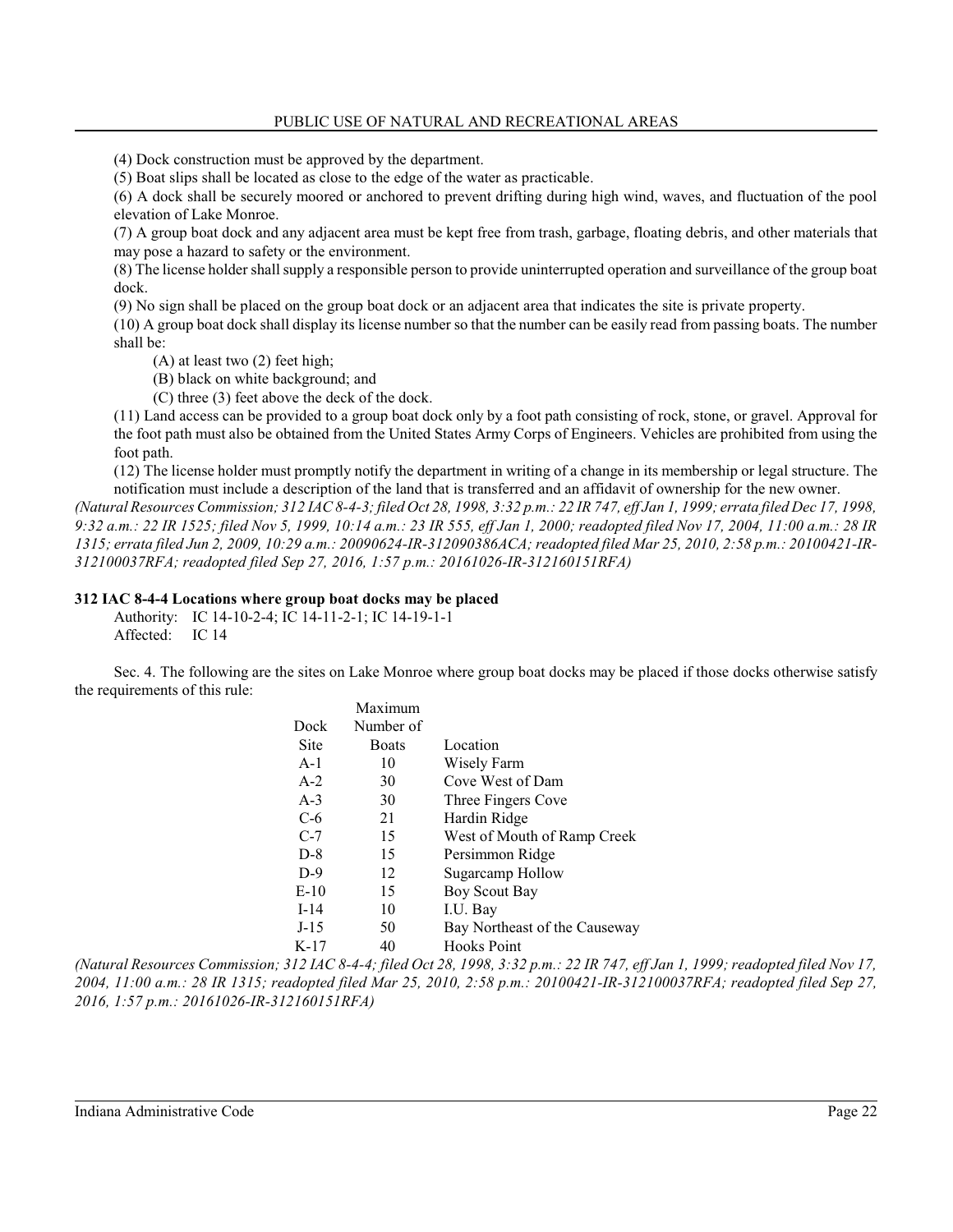(4) Dock construction must be approved by the department.

(5) Boat slips shall be located as close to the edge of the water as practicable.

(6) A dock shall be securely moored or anchored to prevent drifting during high wind, waves, and fluctuation of the pool elevation of Lake Monroe.

(7) A group boat dock and any adjacent area must be kept free from trash, garbage, floating debris, and other materials that may pose a hazard to safety or the environment.

(8) The license holder shall supply a responsible person to provide uninterrupted operation and surveillance of the group boat dock.

(9) No sign shall be placed on the group boat dock or an adjacent area that indicates the site is private property.

(10) A group boat dock shall display its license number so that the number can be easily read from passing boats. The number shall be:

- (A) at least two (2) feet high;
- (B) black on white background; and
- (C) three (3) feet above the deck of the dock.

(11) Land access can be provided to a group boat dock only by a foot path consisting of rock, stone, or gravel. Approval for the foot path must also be obtained from the United States Army Corps of Engineers. Vehicles are prohibited from using the foot path.

(12) The license holder must promptly notify the department in writing of a change in its membership or legal structure. The notification must include a description of the land that is transferred and an affidavit of ownership for the new owner.

*(Natural Resources Commission; 312 IAC 8-4-3; filed Oct 28, 1998, 3:32 p.m.: 22 IR 747, eff Jan 1, 1999; errata filed Dec 17, 1998, 9:32 a.m.: 22 IR 1525; filed Nov 5, 1999, 10:14 a.m.: 23 IR 555, eff Jan 1, 2000; readopted filed Nov 17, 2004, 11:00 a.m.: 28 IR 1315; errata filed Jun 2, 2009, 10:29 a.m.: 20090624-IR-312090386ACA; readopted filed Mar 25, 2010, 2:58 p.m.: 20100421-IR-312100037RFA; readopted filed Sep 27, 2016, 1:57 p.m.: 20161026-IR-312160151RFA)*

**312 IAC 8-4-4 Locations where group boat docks may be placed**

Authority: IC 14-10-2-4; IC 14-11-2-1; IC 14-19-1-1
Affected: IC 14

Sec. 4. The following are the sites on Lake Monroe where group boat docks may be placed if those docks otherwise satisfy the requirements of this rule:

| Dock Site | Maximum Number of Boats | Location |
|---|---|---|
| A-1 | 10 | Wisely Farm |
| A-2 | 30 | Cove West of Dam |
| A-3 | 30 | Three Fingers Cove |
| C-6 | 21 | Hardin Ridge |
| C-7 | 15 | West of Mouth of Ramp Creek |
| D-8 | 15 | Persimmon Ridge |
| D-9 | 12 | Sugarcamp Hollow |
| E-10 | 15 | Boy Scout Bay |
| I-14 | 10 | I.U. Bay |
| J-15 | 50 | Bay Northeast of the Causeway |
| K-17 | 40 | Hooks Point |

*(Natural Resources Commission; 312 IAC 8-4-4; filed Oct 28, 1998, 3:32 p.m.: 22 IR 747, eff Jan 1, 1999; readopted filed Nov 17, 2004, 11:00 a.m.: 28 IR 1315; readopted filed Mar 25, 2010, 2:58 p.m.: 20100421-IR-312100037RFA; readopted filed Sep 27, 2016, 1:57 p.m.: 20161026-IR-312160151RFA)*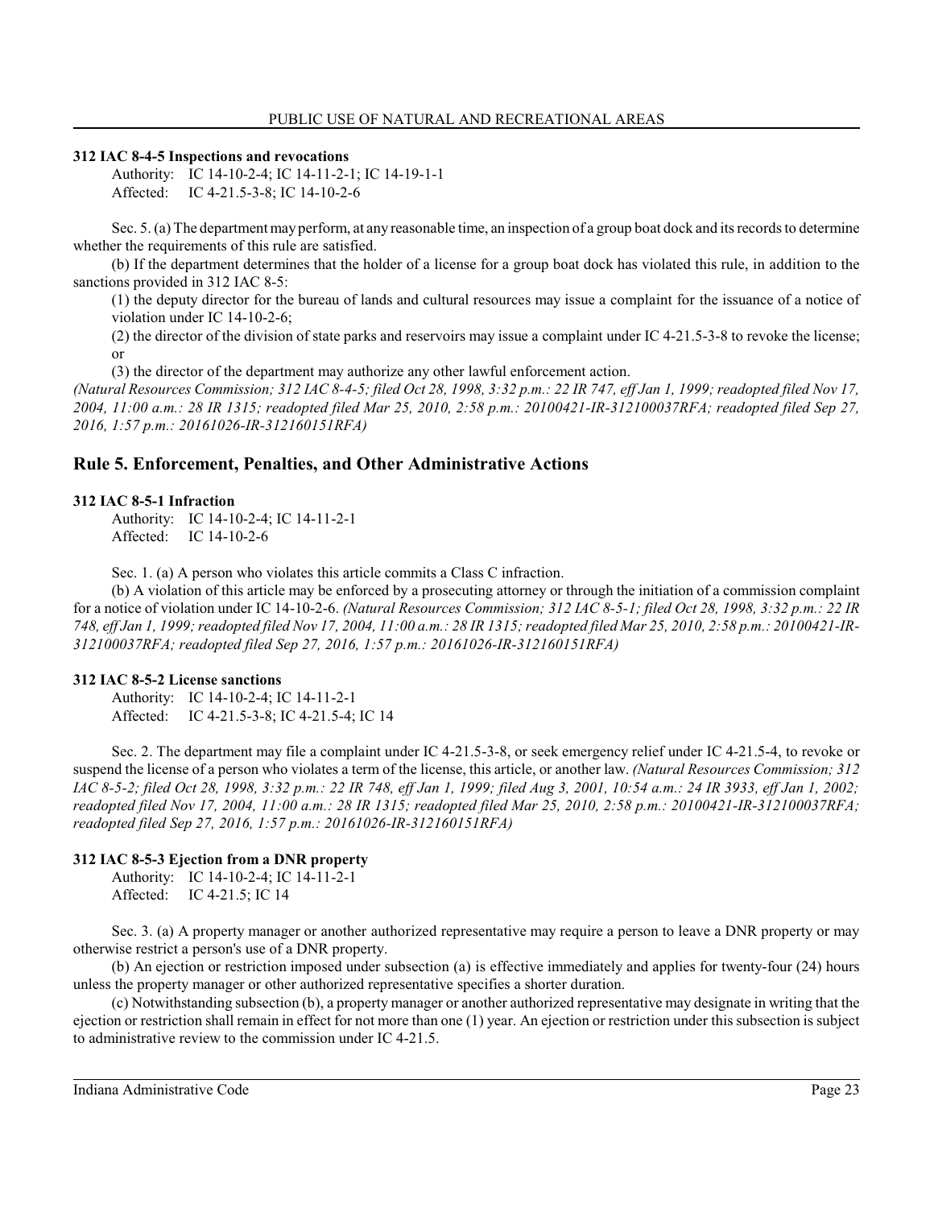### 312 IAC 8-4-5 Inspections and revocations

Authority: IC 14-10-2-4; IC 14-11-2-1; IC 14-19-1-1
Affected: IC 4-21.5-3-8; IC 14-10-2-6

Sec. 5. (a) The department may perform, at any reasonable time, an inspection of a group boat dock and its records to determine whether the requirements of this rule are satisfied.

(b) If the department determines that the holder of a license for a group boat dock has violated this rule, in addition to the sanctions provided in 312 IAC 8-5:

(1) the deputy director for the bureau of lands and cultural resources may issue a complaint for the issuance of a notice of violation under IC 14-10-2-6;

(2) the director of the division of state parks and reservoirs may issue a complaint under IC 4-21.5-3-8 to revoke the license; or

(3) the director of the department may authorize any other lawful enforcement action.

*(Natural Resources Commission; 312 IAC 8-4-5; filed Oct 28, 1998, 3:32 p.m.: 22 IR 747, eff Jan 1, 1999; readopted filed Nov 17, 2004, 11:00 a.m.: 28 IR 1315; readopted filed Mar 25, 2010, 2:58 p.m.: 20100421-IR-312100037RFA; readopted filed Sep 27, 2016, 1:57 p.m.: 20161026-IR-312160151RFA)*

## Rule 5. Enforcement, Penalties, and Other Administrative Actions

### 312 IAC 8-5-1 Infraction

Authority: IC 14-10-2-4; IC 14-11-2-1
Affected: IC 14-10-2-6

Sec. 1. (a) A person who violates this article commits a Class C infraction.

(b) A violation of this article may be enforced by a prosecuting attorney or through the initiation of a commission complaint for a notice of violation under IC 14-10-2-6. *(Natural Resources Commission; 312 IAC 8-5-1; filed Oct 28, 1998, 3:32 p.m.: 22 IR 748, eff Jan 1, 1999; readopted filed Nov 17, 2004, 11:00 a.m.: 28 IR 1315; readopted filed Mar 25, 2010, 2:58 p.m.: 20100421-IR-312100037RFA; readopted filed Sep 27, 2016, 1:57 p.m.: 20161026-IR-312160151RFA)*

### 312 IAC 8-5-2 License sanctions

Authority: IC 14-10-2-4; IC 14-11-2-1
Affected: IC 4-21.5-3-8; IC 4-21.5-4; IC 14

Sec. 2. The department may file a complaint under IC 4-21.5-3-8, or seek emergency relief under IC 4-21.5-4, to revoke or suspend the license of a person who violates a term of the license, this article, or another law. *(Natural Resources Commission; 312 IAC 8-5-2; filed Oct 28, 1998, 3:32 p.m.: 22 IR 748, eff Jan 1, 1999; filed Aug 3, 2001, 10:54 a.m.: 24 IR 3933, eff Jan 1, 2002; readopted filed Nov 17, 2004, 11:00 a.m.: 28 IR 1315; readopted filed Mar 25, 2010, 2:58 p.m.: 20100421-IR-312100037RFA; readopted filed Sep 27, 2016, 1:57 p.m.: 20161026-IR-312160151RFA)*

### 312 IAC 8-5-3 Ejection from a DNR property

Authority: IC 14-10-2-4; IC 14-11-2-1
Affected: IC 4-21.5; IC 14

Sec. 3. (a) A property manager or another authorized representative may require a person to leave a DNR property or may otherwise restrict a person's use of a DNR property.

(b) An ejection or restriction imposed under subsection (a) is effective immediately and applies for twenty-four (24) hours unless the property manager or other authorized representative specifies a shorter duration.

(c) Notwithstanding subsection (b), a property manager or another authorized representative may designate in writing that the ejection or restriction shall remain in effect for not more than one (1) year. An ejection or restriction under this subsection is subject to administrative review to the commission under IC 4-21.5.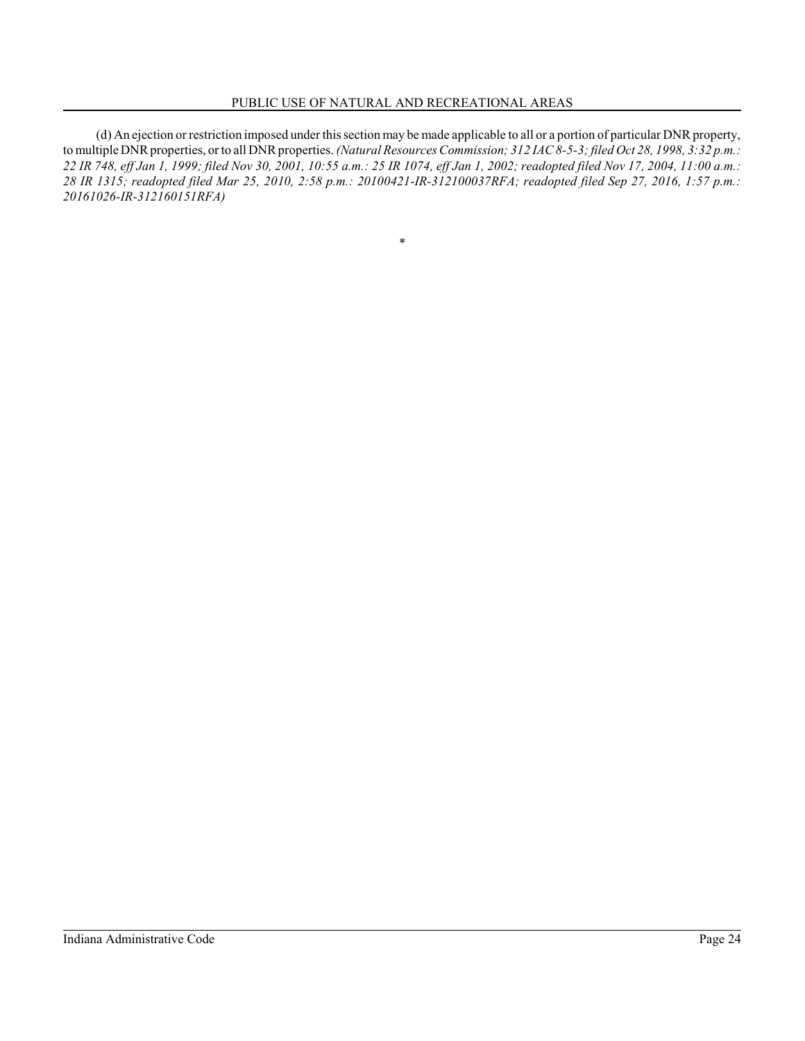(d) An ejection or restriction imposed under this section may be made applicable to all or a portion of particular DNR property, to multiple DNR properties, or to all DNR properties. *(Natural Resources Commission; 312 IAC 8-5-3; filed Oct 28, 1998, 3:32 p.m.: 22 IR 748, eff Jan 1, 1999; filed Nov 30, 2001, 10:55 a.m.: 25 IR 1074, eff Jan 1, 2002; readopted filed Nov 17, 2004, 11:00 a.m.: 28 IR 1315; readopted filed Mar 25, 2010, 2:58 p.m.: 20100421-IR-312100037RFA; readopted filed Sep 27, 2016, 1:57 p.m.: 20161026-IR-312160151RFA)*

*